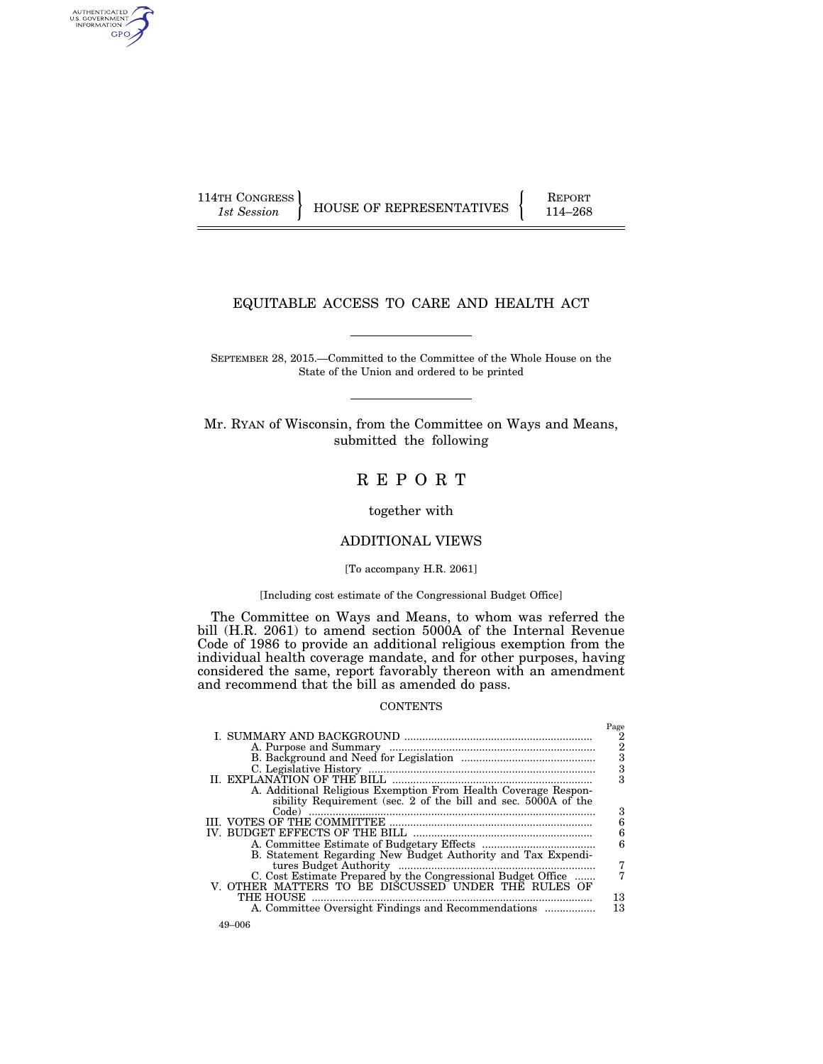114TH CONGRESS
*1st Session*

HOUSE OF REPRESENTATIVES

REPORT
114–268

# EQUITABLE ACCESS TO CARE AND HEALTH ACT

SEPTEMBER 28, 2015.—Committed to the Committee of the Whole House on the State of the Union and ordered to be printed

Mr. RYAN of Wisconsin, from the Committee on Ways and Means, submitted the following

# R E P O R T

together with

## ADDITIONAL VIEWS

[To accompany H.R. 2061]

[Including cost estimate of the Congressional Budget Office]

The Committee on Ways and Means, to whom was referred the bill (H.R. 2061) to amend section 5000A of the Internal Revenue Code of 1986 to provide an additional religious exemption from the individual health coverage mandate, and for other purposes, having considered the same, report favorably thereon with an amendment and recommend that the bill as amended do pass.

CONTENTS

| | Page |
|---|---|
| I. SUMMARY AND BACKGROUND | 2 |
| A. Purpose and Summary | 2 |
| B. Background and Need for Legislation | 3 |
| C. Legislative History | 3 |
| II. EXPLANATION OF THE BILL | 3 |
| A. Additional Religious Exemption From Health Coverage Responsibility Requirement (sec. 2 of the bill and sec. 5000A of the Code) | 3 |
| III. VOTES OF THE COMMITTEE | 6 |
| IV. BUDGET EFFECTS OF THE BILL | 6 |
| A. Committee Estimate of Budgetary Effects | 6 |
| B. Statement Regarding New Budget Authority and Tax Expenditures Budget Authority | 7 |
| C. Cost Estimate Prepared by the Congressional Budget Office | 7 |
| V. OTHER MATTERS TO BE DISCUSSED UNDER THE RULES OF THE HOUSE | 13 |
| A. Committee Oversight Findings and Recommendations | 13 |

49–006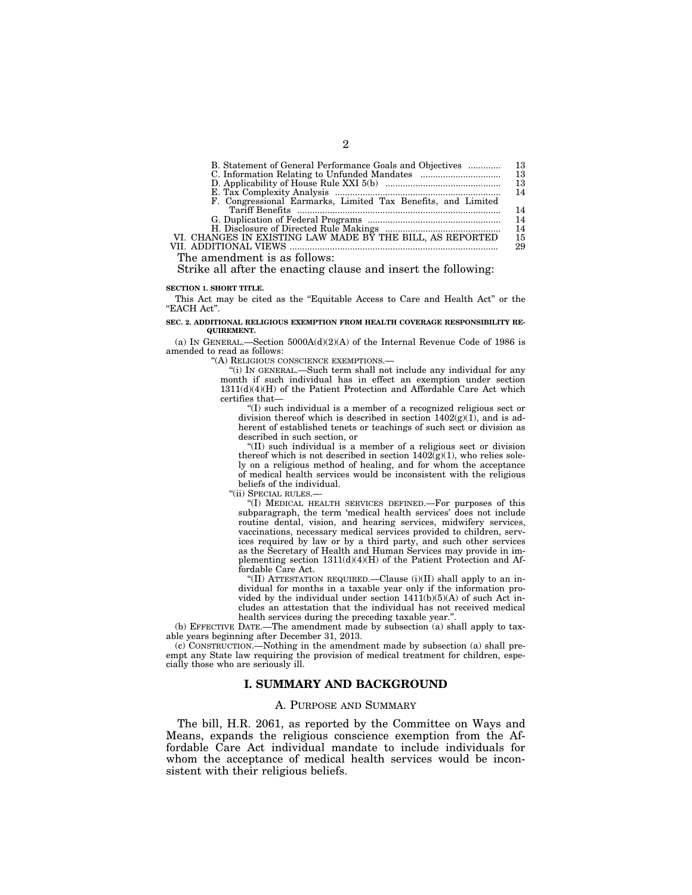| | |
|---|---|
| B. Statement of General Performance Goals and Objectives | 13 |
| C. Information Relating to Unfunded Mandates | 13 |
| D. Applicability of House Rule XXI 5(b) | 13 |
| E. Tax Complexity Analysis | 14 |
| F. Congressional Earmarks, Limited Tax Benefits, and Limited Tariff Benefits | 14 |
| G. Duplication of Federal Programs | 14 |
| H. Disclosure of Directed Rule Makings | 14 |
| VI. CHANGES IN EXISTING LAW MADE BY THE BILL, AS REPORTED | 15 |
| VII. ADDITIONAL VIEWS | 29 |

The amendment is as follows:

Strike all after the enacting clause and insert the following:

**SECTION 1. SHORT TITLE.**

This Act may be cited as the "Equitable Access to Care and Health Act" or the "EACH Act".

**SEC. 2. ADDITIONAL RELIGIOUS EXEMPTION FROM HEALTH COVERAGE RESPONSIBILITY REQUIREMENT.**

(a) IN GENERAL.—Section 5000A(d)(2)(A) of the Internal Revenue Code of 1986 is amended to read as follows:

"(A) RELIGIOUS CONSCIENCE EXEMPTIONS.—

"(i) IN GENERAL.—Such term shall not include any individual for any month if such individual has in effect an exemption under section 1311(d)(4)(H) of the Patient Protection and Affordable Care Act which certifies that—

"(I) such individual is a member of a recognized religious sect or division thereof which is described in section 1402(g)(1), and is adherent of established tenets or teachings of such sect or division as described in such section, or

"(II) such individual is a member of a religious sect or division thereof which is not described in section 1402(g)(1), who relies solely on a religious method of healing, and for whom the acceptance of medical health services would be inconsistent with the religious beliefs of the individual.

"(ii) SPECIAL RULES.—

"(I) MEDICAL HEALTH SERVICES DEFINED.—For purposes of this subparagraph, the term 'medical health services' does not include routine dental, vision, and hearing services, midwifery services, vaccinations, necessary medical services provided to children, services required by law or by a third party, and such other services as the Secretary of Health and Human Services may provide in implementing section 1311(d)(4)(H) of the Patient Protection and Affordable Care Act.

"(II) ATTESTATION REQUIRED.—Clause (i)(II) shall apply to an individual for months in a taxable year only if the information provided by the individual under section 1411(b)(5)(A) of such Act includes an attestation that the individual has not received medical health services during the preceding taxable year.".

(b) EFFECTIVE DATE.—The amendment made by subsection (a) shall apply to taxable years beginning after December 31, 2013.

(c) CONSTRUCTION.—Nothing in the amendment made by subsection (a) shall preempt any State law requiring the provision of medical treatment for children, especially those who are seriously ill.

# I. SUMMARY AND BACKGROUND

## A. PURPOSE AND SUMMARY

The bill, H.R. 2061, as reported by the Committee on Ways and Means, expands the religious conscience exemption from the Affordable Care Act individual mandate to include individuals for whom the acceptance of medical health services would be inconsistent with their religious beliefs.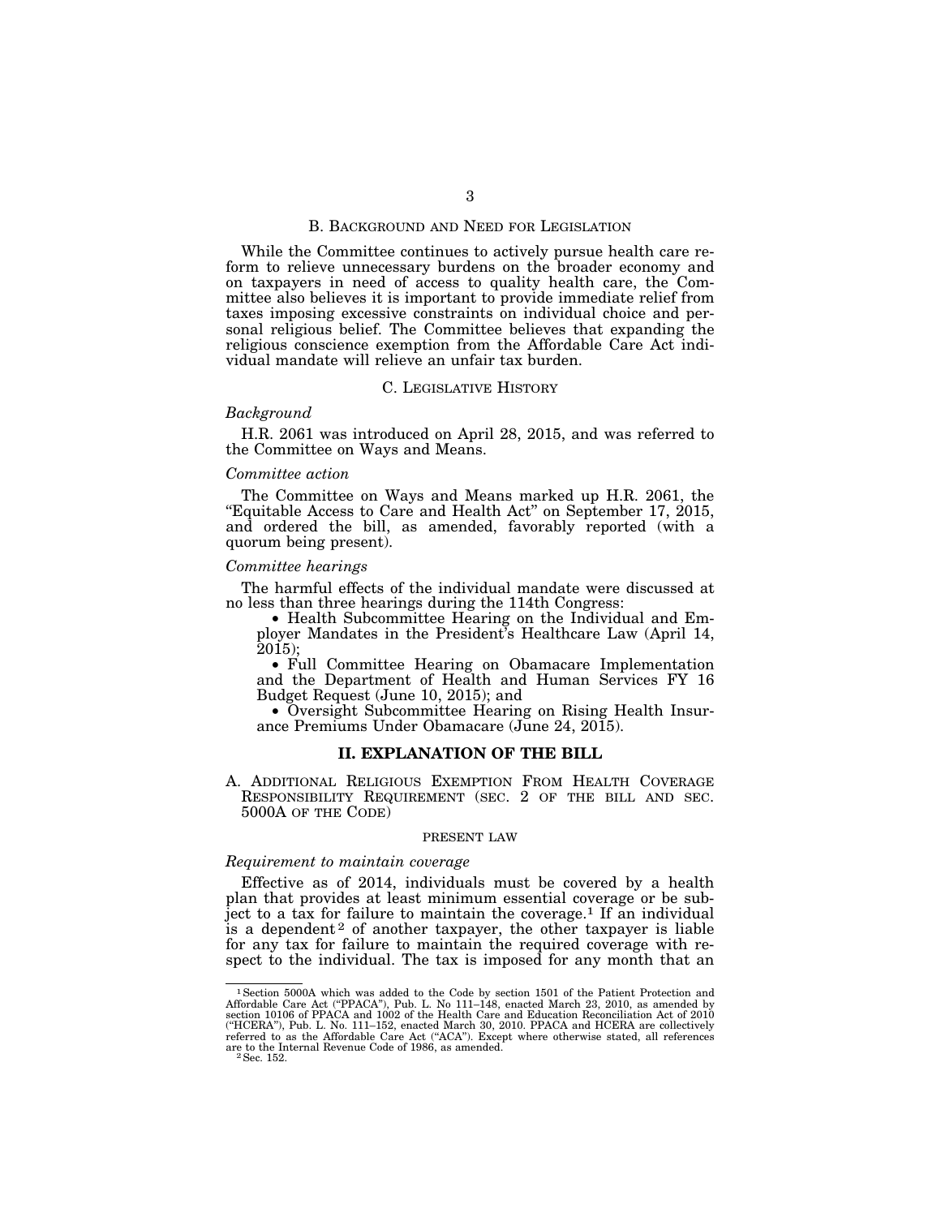### B. Background and Need for Legislation

While the Committee continues to actively pursue health care reform to relieve unnecessary burdens on the broader economy and on taxpayers in need of access to quality health care, the Committee also believes it is important to provide immediate relief from taxes imposing excessive constraints on individual choice and personal religious belief. The Committee believes that expanding the religious conscience exemption from the Affordable Care Act individual mandate will relieve an unfair tax burden.

### C. Legislative History

*Background*

H.R. 2061 was introduced on April 28, 2015, and was referred to the Committee on Ways and Means.

*Committee action*

The Committee on Ways and Means marked up H.R. 2061, the "Equitable Access to Care and Health Act" on September 17, 2015, and ordered the bill, as amended, favorably reported (with a quorum being present).

*Committee hearings*

The harmful effects of the individual mandate were discussed at no less than three hearings during the 114th Congress:

- Health Subcommittee Hearing on the Individual and Employer Mandates in the President's Healthcare Law (April 14, 2015);
- Full Committee Hearing on Obamacare Implementation and the Department of Health and Human Services FY 16 Budget Request (June 10, 2015); and
- Oversight Subcommittee Hearing on Rising Health Insurance Premiums Under Obamacare (June 24, 2015).

## II. EXPLANATION OF THE BILL

### A. Additional Religious Exemption From Health Coverage Responsibility Requirement (Sec. 2 of the Bill and Sec. 5000A of the Code)

PRESENT LAW

*Requirement to maintain coverage*

Effective as of 2014, individuals must be covered by a health plan that provides at least minimum essential coverage or be subject to a tax for failure to maintain the coverage.[1] If an individual is a dependent[2] of another taxpayer, the other taxpayer is liable for any tax for failure to maintain the required coverage with respect to the individual. The tax is imposed for any month that an

[1] Section 5000A which was added to the Code by section 1501 of the Patient Protection and Affordable Care Act ("PPACA"), Pub. L. No 111–148, enacted March 23, 2010, as amended by section 10106 of PPACA and 1002 of the Health Care and Education Reconciliation Act of 2010 ("HCERA"), Pub. L. No. 111–152, enacted March 30, 2010. PPACA and HCERA are collectively referred to as the Affordable Care Act ("ACA"). Except where otherwise stated, all references are to the Internal Revenue Code of 1986, as amended.

[2] Sec. 152.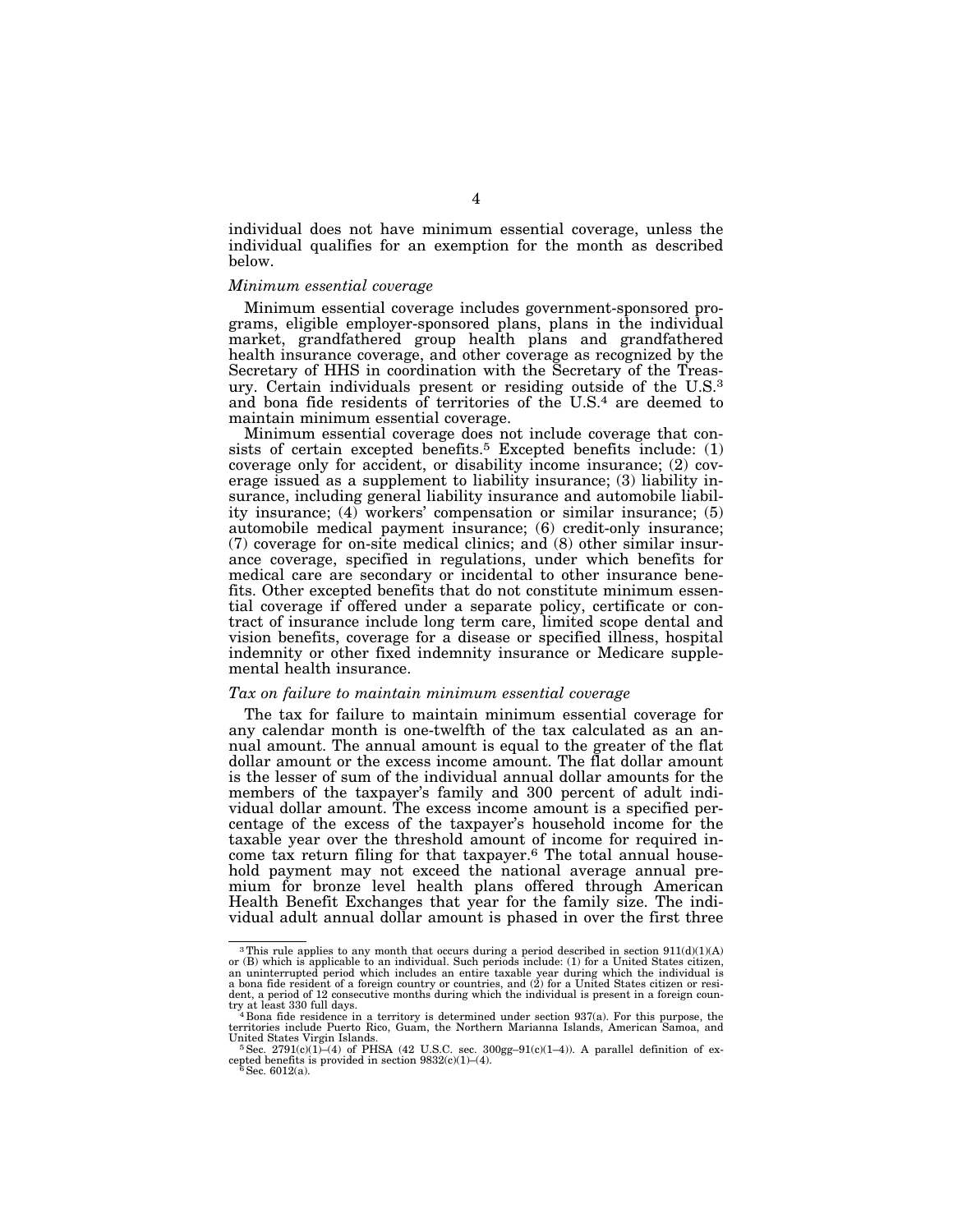individual does not have minimum essential coverage, unless the individual qualifies for an exemption for the month as described below.

*Minimum essential coverage*

Minimum essential coverage includes government-sponsored programs, eligible employer-sponsored plans, plans in the individual market, grandfathered group health plans and grandfathered health insurance coverage, and other coverage as recognized by the Secretary of HHS in coordination with the Secretary of the Treasury. Certain individuals present or residing outside of the U.S.[3] and bona fide residents of territories of the U.S.[4] are deemed to maintain minimum essential coverage.

Minimum essential coverage does not include coverage that consists of certain excepted benefits.[5] Excepted benefits include: (1) coverage only for accident, or disability income insurance; (2) coverage issued as a supplement to liability insurance; (3) liability insurance, including general liability insurance and automobile liability insurance; (4) workers' compensation or similar insurance; (5) automobile medical payment insurance; (6) credit-only insurance; (7) coverage for on-site medical clinics; and (8) other similar insurance coverage, specified in regulations, under which benefits for medical care are secondary or incidental to other insurance benefits. Other excepted benefits that do not constitute minimum essential coverage if offered under a separate policy, certificate or contract of insurance include long term care, limited scope dental and vision benefits, coverage for a disease or specified illness, hospital indemnity or other fixed indemnity insurance or Medicare supplemental health insurance.

*Tax on failure to maintain minimum essential coverage*

The tax for failure to maintain minimum essential coverage for any calendar month is one-twelfth of the tax calculated as an annual amount. The annual amount is equal to the greater of the flat dollar amount or the excess income amount. The flat dollar amount is the lesser of sum of the individual annual dollar amounts for the members of the taxpayer's family and 300 percent of adult individual dollar amount. The excess income amount is a specified percentage of the excess of the taxpayer's household income for the taxable year over the threshold amount of income for required income tax return filing for that taxpayer.[6] The total annual household payment may not exceed the national average annual premium for bronze level health plans offered through American Health Benefit Exchanges that year for the family size. The individual adult annual dollar amount is phased in over the first three

---

[3] This rule applies to any month that occurs during a period described in section 911(d)(1)(A) or (B) which is applicable to an individual. Such periods include: (1) for a United States citizen, an uninterrupted period which includes an entire taxable year during which the individual is a bona fide resident of a foreign country or countries, and (2) for a United States citizen or resident, a period of 12 consecutive months during which the individual is present in a foreign country at least 330 full days.

[4] Bona fide residence in a territory is determined under section 937(a). For this purpose, the territories include Puerto Rico, Guam, the Northern Marianna Islands, American Samoa, and United States Virgin Islands.

[5] Sec. 2791(c)(1)–(4) of PHSA (42 U.S.C. sec. 300gg–91(c)(1–4)). A parallel definition of excepted benefits is provided in section 9832(c)(1)–(4).

[6] Sec. 6012(a).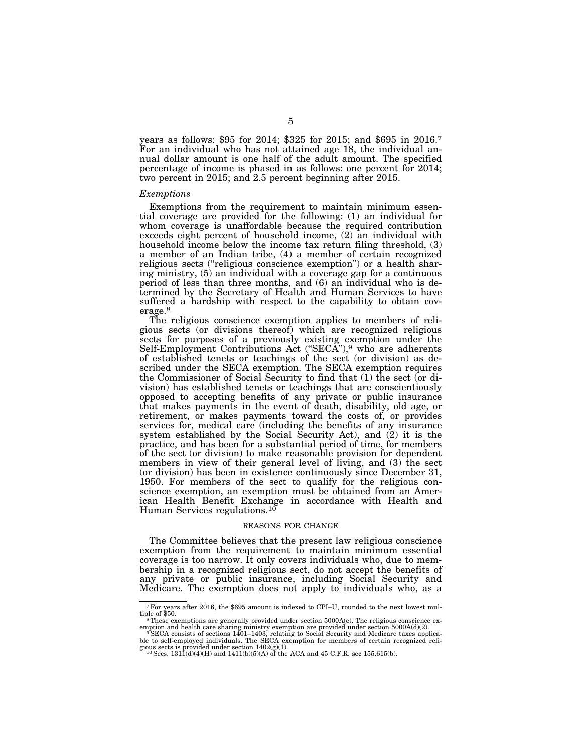years as follows: $95 for 2014; $325 for 2015; and $695 in 2016.[7] For an individual who has not attained age 18, the individual annual dollar amount is one half of the adult amount. The specified percentage of income is phased in as follows: one percent for 2014; two percent in 2015; and 2.5 percent beginning after 2015.

*Exemptions*

Exemptions from the requirement to maintain minimum essential coverage are provided for the following: (1) an individual for whom coverage is unaffordable because the required contribution exceeds eight percent of household income, (2) an individual with household income below the income tax return filing threshold, (3) a member of an Indian tribe, (4) a member of certain recognized religious sects ("religious conscience exemption") or a health sharing ministry, (5) an individual with a coverage gap for a continuous period of less than three months, and (6) an individual who is determined by the Secretary of Health and Human Services to have suffered a hardship with respect to the capability to obtain coverage.[8]

The religious conscience exemption applies to members of religious sects (or divisions thereof) which are recognized religious sects for purposes of a previously existing exemption under the Self-Employment Contributions Act ("SECA"),[9] who are adherents of established tenets or teachings of the sect (or division) as described under the SECA exemption. The SECA exemption requires the Commissioner of Social Security to find that (1) the sect (or division) has established tenets or teachings that are conscientiously opposed to accepting benefits of any private or public insurance that makes payments in the event of death, disability, old age, or retirement, or makes payments toward the costs of, or provides services for, medical care (including the benefits of any insurance system established by the Social Security Act), and (2) it is the practice, and has been for a substantial period of time, for members of the sect (or division) to make reasonable provision for dependent members in view of their general level of living, and (3) the sect (or division) has been in existence continuously since December 31, 1950. For members of the sect to qualify for the religious conscience exemption, an exemption must be obtained from an American Health Benefit Exchange in accordance with Health and Human Services regulations.[10]

REASONS FOR CHANGE

The Committee believes that the present law religious conscience exemption from the requirement to maintain minimum essential coverage is too narrow. It only covers individuals who, due to membership in a recognized religious sect, do not accept the benefits of any private or public insurance, including Social Security and Medicare. The exemption does not apply to individuals who, as a

[7] For years after 2016, the $695 amount is indexed to CPI–U, rounded to the next lowest multiple of $50.

[8] These exemptions are generally provided under section 5000A(e). The religious conscience exemption and health care sharing ministry exemption are provided under section 5000A(d)(2).

[9] SECA consists of sections 1401–1403, relating to Social Security and Medicare taxes applicable to self-employed individuals. The SECA exemption for members of certain recognized religious sects is provided under section 1402(g)(1).

[10] Secs. 1311(d)(4)(H) and 1411(b)(5)(A) of the ACA and 45 C.F.R. sec 155.615(b).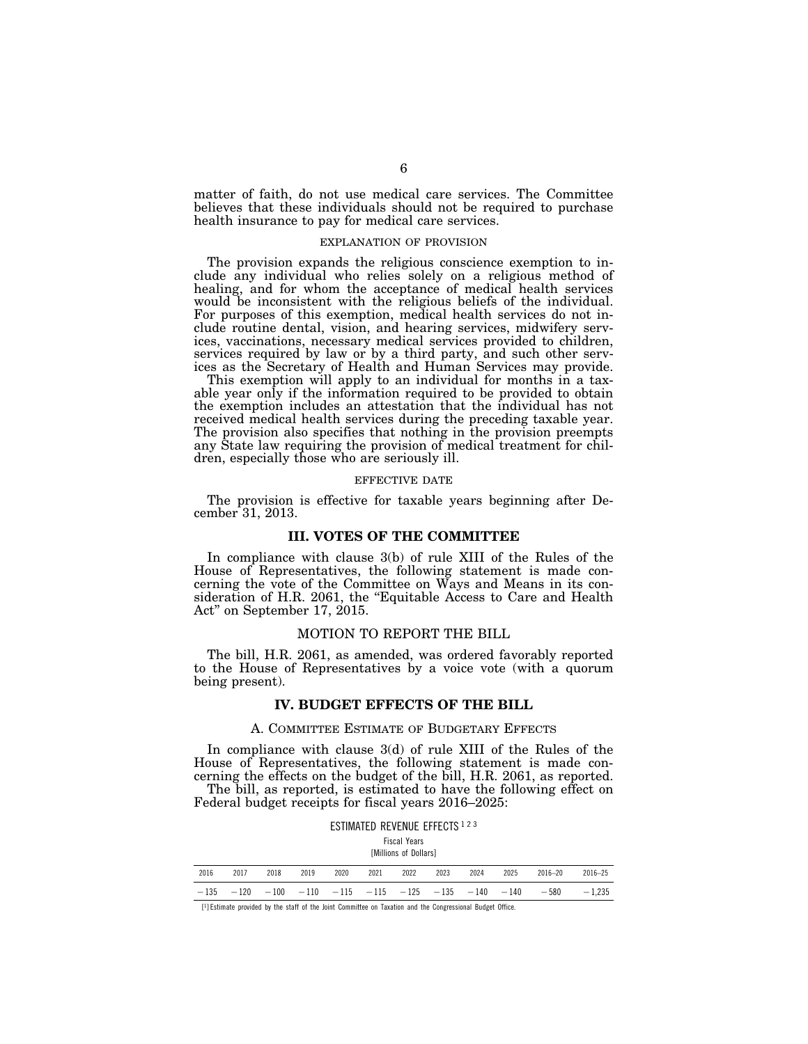matter of faith, do not use medical care services. The Committee believes that these individuals should not be required to purchase health insurance to pay for medical care services.

#### EXPLANATION OF PROVISION

The provision expands the religious conscience exemption to include any individual who relies solely on a religious method of healing, and for whom the acceptance of medical health services would be inconsistent with the religious beliefs of the individual. For purposes of this exemption, medical health services do not include routine dental, vision, and hearing services, midwifery services, vaccinations, necessary medical services provided to children, services required by law or by a third party, and such other services as the Secretary of Health and Human Services may provide.

This exemption will apply to an individual for months in a taxable year only if the information required to be provided to obtain the exemption includes an attestation that the individual has not received medical health services during the preceding taxable year. The provision also specifies that nothing in the provision preempts any State law requiring the provision of medical treatment for children, especially those who are seriously ill.

#### EFFECTIVE DATE

The provision is effective for taxable years beginning after December 31, 2013.

## III. VOTES OF THE COMMITTEE

In compliance with clause 3(b) of rule XIII of the Rules of the House of Representatives, the following statement is made concerning the vote of the Committee on Ways and Means in its consideration of H.R. 2061, the "Equitable Access to Care and Health Act" on September 17, 2015.

### MOTION TO REPORT THE BILL

The bill, H.R. 2061, as amended, was ordered favorably reported to the House of Representatives by a voice vote (with a quorum being present).

## IV. BUDGET EFFECTS OF THE BILL

### A. COMMITTEE ESTIMATE OF BUDGETARY EFFECTS

In compliance with clause 3(d) of rule XIII of the Rules of the House of Representatives, the following statement is made concerning the effects on the budget of the bill, H.R. 2061, as reported.

The bill, as reported, is estimated to have the following effect on Federal budget receipts for fiscal years 2016–2025:

ESTIMATED REVENUE EFFECTS [1 2 3]

Fiscal Years
[Millions of Dollars]

| 2016 | 2017 | 2018 | 2019 | 2020 | 2021 | 2022 | 2023 | 2024 | 2025 | 2016–20 | 2016–25 |
|---|---|---|---|---|---|---|---|---|---|---|---|
| −135 | −120 | −100 | −110 | −115 | −115 | −125 | −135 | −140 | −140 | −580 | −1,235 |

[1] Estimate provided by the staff of the Joint Committee on Taxation and the Congressional Budget Office.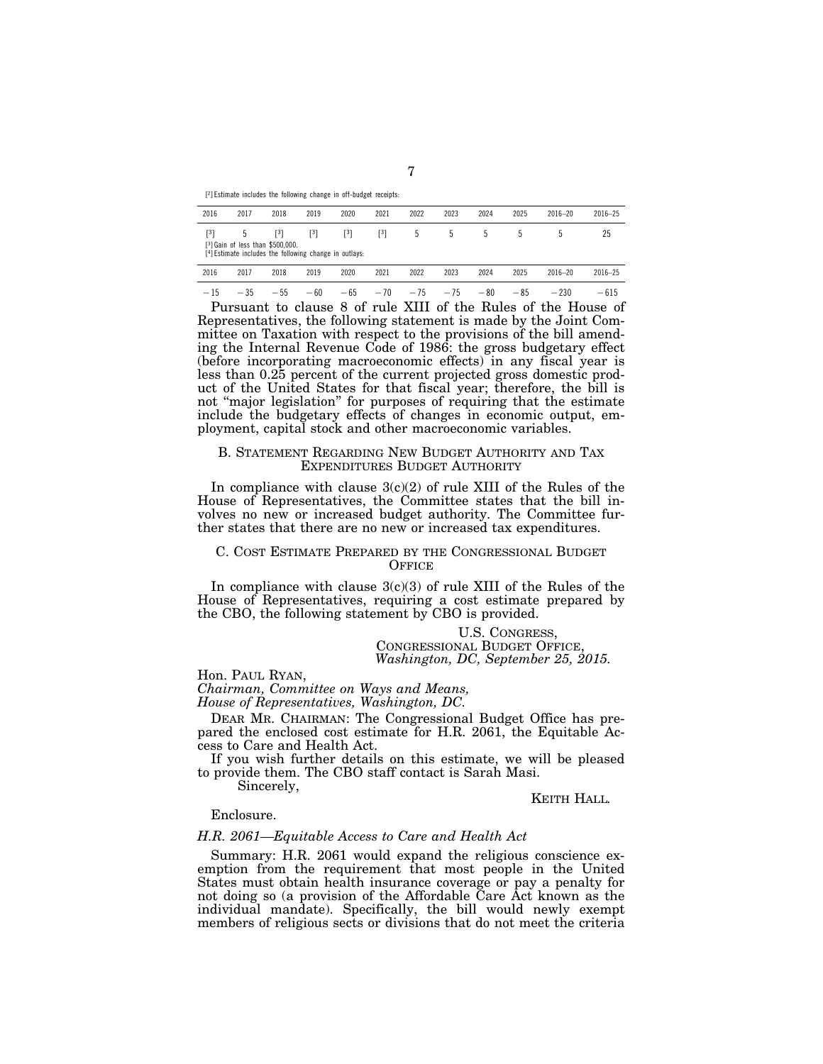[2] Estimate includes the following change in off-budget receipts:

| 2016 | 2017 | 2018 | 2019 | 2020 | 2021 | 2022 | 2023 | 2024 | 2025 | 2016–20 | 2016–25 |
|---|---|---|---|---|---|---|---|---|---|---|---|
| [3] | 5 | [3] | [3] | [3] | [3] | 5 | 5 | 5 | 5 | 5 | 25 |

[3] Gain of less than $500,000.

[4] Estimate includes the following change in outlays:

| 2016 | 2017 | 2018 | 2019 | 2020 | 2021 | 2022 | 2023 | 2024 | 2025 | 2016–20 | 2016–25 |
|---|---|---|---|---|---|---|---|---|---|---|---|
| −15 | −35 | −55 | −60 | −65 | −70 | −75 | −75 | −80 | −85 | −230 | −615 |

Pursuant to clause 8 of rule XIII of the Rules of the House of Representatives, the following statement is made by the Joint Committee on Taxation with respect to the provisions of the bill amending the Internal Revenue Code of 1986: the gross budgetary effect (before incorporating macroeconomic effects) in any fiscal year is less than 0.25 percent of the current projected gross domestic product of the United States for that fiscal year; therefore, the bill is not "major legislation" for purposes of requiring that the estimate include the budgetary effects of changes in economic output, employment, capital stock and other macroeconomic variables.

## B. Statement Regarding New Budget Authority and Tax Expenditures Budget Authority

In compliance with clause 3(c)(2) of rule XIII of the Rules of the House of Representatives, the Committee states that the bill involves no new or increased budget authority. The Committee further states that there are no new or increased tax expenditures.

## C. Cost Estimate Prepared by the Congressional Budget Office

In compliance with clause 3(c)(3) of rule XIII of the Rules of the House of Representatives, requiring a cost estimate prepared by the CBO, the following statement by CBO is provided.

U.S. Congress,
Congressional Budget Office,
*Washington, DC, September 25, 2015.*

Hon. Paul Ryan,
*Chairman, Committee on Ways and Means,*
*House of Representatives, Washington, DC.*

Dear Mr. Chairman: The Congressional Budget Office has prepared the enclosed cost estimate for H.R. 2061, the Equitable Access to Care and Health Act.

If you wish further details on this estimate, we will be pleased to provide them. The CBO staff contact is Sarah Masi.

Sincerely,

Keith Hall.

Enclosure.

*H.R. 2061—Equitable Access to Care and Health Act*

Summary: H.R. 2061 would expand the religious conscience exemption from the requirement that most people in the United States must obtain health insurance coverage or pay a penalty for not doing so (a provision of the Affordable Care Act known as the individual mandate). Specifically, the bill would newly exempt members of religious sects or divisions that do not meet the criteria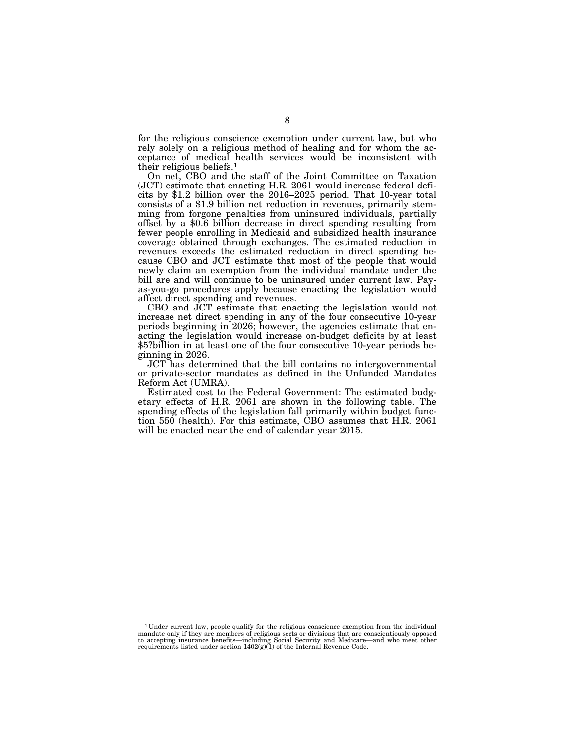for the religious conscience exemption under current law, but who rely solely on a religious method of healing and for whom the acceptance of medical health services would be inconsistent with their religious beliefs.[1]

On net, CBO and the staff of the Joint Committee on Taxation (JCT) estimate that enacting H.R. 2061 would increase federal deficits by $1.2 billion over the 2016–2025 period. That 10-year total consists of a $1.9 billion net reduction in revenues, primarily stemming from forgone penalties from uninsured individuals, partially offset by a $0.6 billion decrease in direct spending resulting from fewer people enrolling in Medicaid and subsidized health insurance coverage obtained through exchanges. The estimated reduction in revenues exceeds the estimated reduction in direct spending because CBO and JCT estimate that most of the people that would newly claim an exemption from the individual mandate under the bill are and will continue to be uninsured under current law. Pay-as-you-go procedures apply because enacting the legislation would affect direct spending and revenues.

CBO and JCT estimate that enacting the legislation would not increase net direct spending in any of the four consecutive 10-year periods beginning in 2026; however, the agencies estimate that enacting the legislation would increase on-budget deficits by at least $5?billion in at least one of the four consecutive 10-year periods beginning in 2026.

JCT has determined that the bill contains no intergovernmental or private-sector mandates as defined in the Unfunded Mandates Reform Act (UMRA).

Estimated cost to the Federal Government: The estimated budgetary effects of H.R. 2061 are shown in the following table. The spending effects of the legislation fall primarily within budget function 550 (health). For this estimate, CBO assumes that H.R. 2061 will be enacted near the end of calendar year 2015.

---

[1] Under current law, people qualify for the religious conscience exemption from the individual mandate only if they are members of religious sects or divisions that are conscientiously opposed to accepting insurance benefits—including Social Security and Medicare—and who meet other requirements listed under section 1402(g)(1) of the Internal Revenue Code.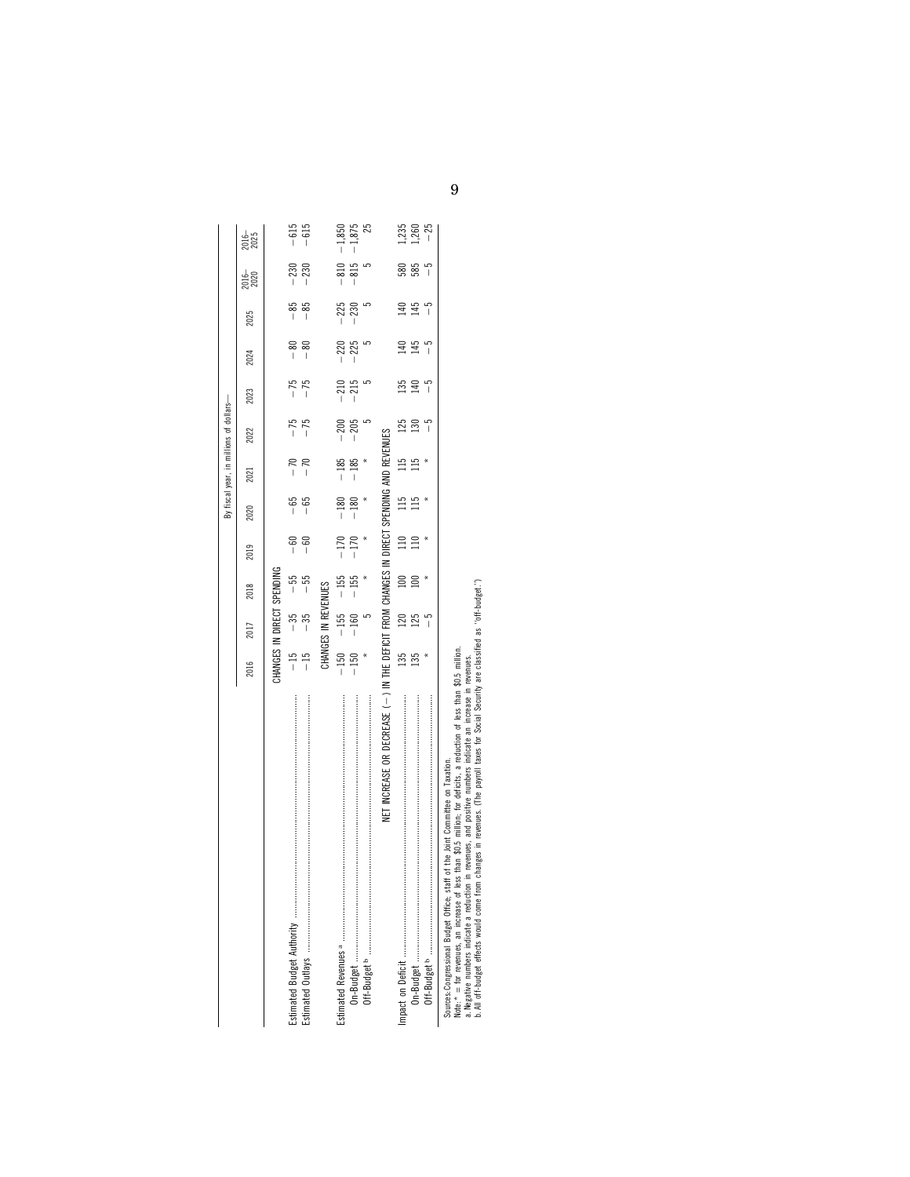| | By fiscal year, in millions of dollars— | | | | | | | | | | | |
|---|---|---|---|---|---|---|---|---|---|---|---|---|
| | 2016 | 2017 | 2018 | 2019 | 2020 | 2021 | 2022 | 2023 | 2024 | 2025 | 2016–2020 | 2016–2025 |
| CHANGES IN DIRECT SPENDING | | | | | | | | | | | | |
| Estimated Budget Authority | −15 | −35 | −55 | −60 | −65 | −70 | −75 | −75 | −80 | −85 | −230 | −615 |
| Estimated Outlays | −15 | −35 | −55 | −60 | −65 | −70 | −75 | −75 | −80 | −85 | −230 | −615 |
| CHANGES IN REVENUES | | | | | | | | | | | | |
| Estimated Revenues [a] | −150 | −155 | −155 | −170 | −180 | −185 | −200 | −210 | −220 | −225 | −810 | −1,850 |
| On-Budget | −150 | −160 | −155 | −170 | −180 | −185 | −205 | −215 | −225 | −230 | −815 | −1,875 |
| Off-Budget [b] | * | 5 | * | * | * | * | 5 | 5 | 5 | 5 | 5 | 25 |
| NET INCREASE OR DECREASE (−) IN THE DEFICIT FROM CHANGES IN DIRECT SPENDING AND REVENUES | | | | | | | | | | | | |
| Impact on Deficit | 135 | 120 | 100 | 110 | 115 | 115 | 125 | 135 | 140 | 140 | 580 | 1,235 |
| On-Budget | 135 | 125 | 100 | 110 | 115 | 115 | 130 | 140 | 145 | 145 | 585 | 1,260 |
| Off-Budget [b] | * | −5 | * | * | * | * | −5 | −5 | −5 | −5 | −5 | −25 |

Sources: Congressional Budget Office; staff of the Joint Committee on Taxation.
Note: * = for revenues, an increase of less than $0.5 million; for deficits, a reduction of less than $0.5 million.
a. Negative numbers indicate a reduction in revenues, and positive numbers indicate an increase in revenues.
b. All off-budget effects would come from changes in revenues. (The payroll taxes for Social Security are classified as "off-budget.")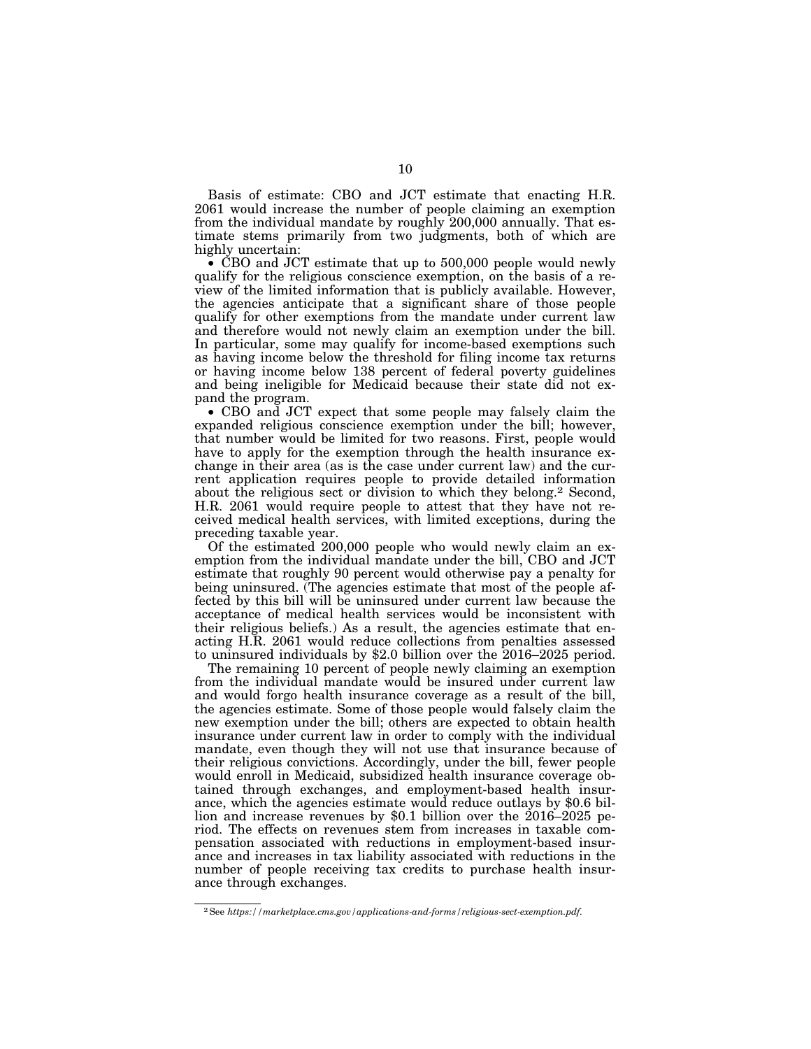Basis of estimate: CBO and JCT estimate that enacting H.R. 2061 would increase the number of people claiming an exemption from the individual mandate by roughly 200,000 annually. That estimate stems primarily from two judgments, both of which are highly uncertain:

- CBO and JCT estimate that up to 500,000 people would newly qualify for the religious conscience exemption, on the basis of a review of the limited information that is publicly available. However, the agencies anticipate that a significant share of those people qualify for other exemptions from the mandate under current law and therefore would not newly claim an exemption under the bill. In particular, some may qualify for income-based exemptions such as having income below the threshold for filing income tax returns or having income below 138 percent of federal poverty guidelines and being ineligible for Medicaid because their state did not expand the program.
- CBO and JCT expect that some people may falsely claim the expanded religious conscience exemption under the bill; however, that number would be limited for two reasons. First, people would have to apply for the exemption through the health insurance exchange in their area (as is the case under current law) and the current application requires people to provide detailed information about the religious sect or division to which they belong.[2] Second, H.R. 2061 would require people to attest that they have not received medical health services, with limited exceptions, during the preceding taxable year.

Of the estimated 200,000 people who would newly claim an exemption from the individual mandate under the bill, CBO and JCT estimate that roughly 90 percent would otherwise pay a penalty for being uninsured. (The agencies estimate that most of the people affected by this bill will be uninsured under current law because the acceptance of medical health services would be inconsistent with their religious beliefs.) As a result, the agencies estimate that enacting H.R. 2061 would reduce collections from penalties assessed to uninsured individuals by $2.0 billion over the 2016–2025 period.

The remaining 10 percent of people newly claiming an exemption from the individual mandate would be insured under current law and would forgo health insurance coverage as a result of the bill, the agencies estimate. Some of those people would falsely claim the new exemption under the bill; others are expected to obtain health insurance under current law in order to comply with the individual mandate, even though they will not use that insurance because of their religious convictions. Accordingly, under the bill, fewer people would enroll in Medicaid, subsidized health insurance coverage obtained through exchanges, and employment-based health insurance, which the agencies estimate would reduce outlays by $0.6 billion and increase revenues by $0.1 billion over the 2016–2025 period. The effects on revenues stem from increases in taxable compensation associated with reductions in employment-based insurance and increases in tax liability associated with reductions in the number of people receiving tax credits to purchase health insurance through exchanges.

[2] See *https://marketplace.cms.gov/applications-and-forms/religious-sect-exemption.pdf.*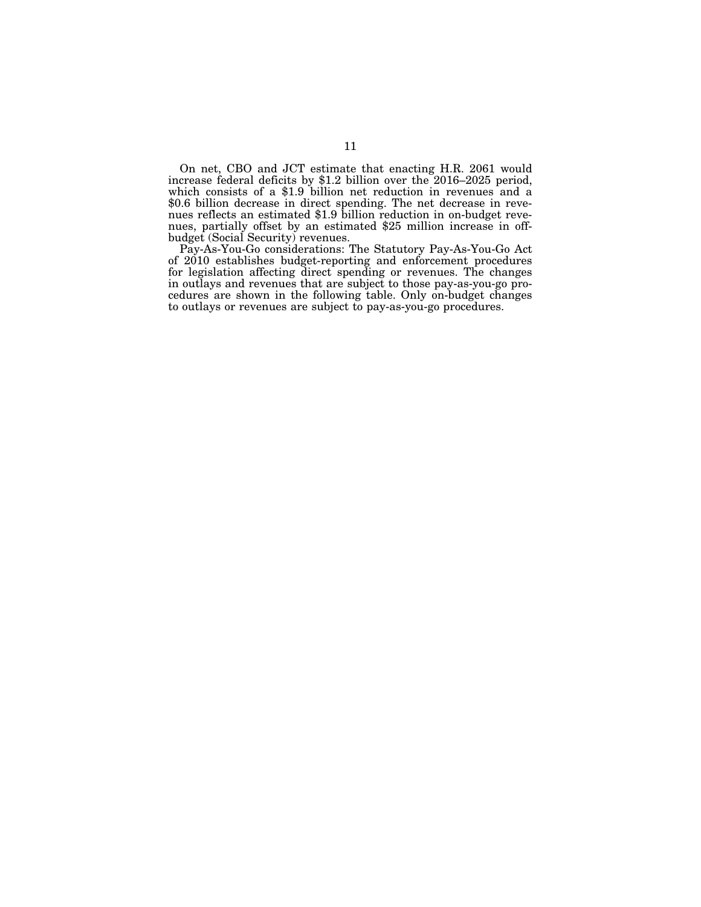On net, CBO and JCT estimate that enacting H.R. 2061 would increase federal deficits by $1.2 billion over the 2016–2025 period, which consists of a $1.9 billion net reduction in revenues and a $0.6 billion decrease in direct spending. The net decrease in revenues reflects an estimated $1.9 billion reduction in on-budget revenues, partially offset by an estimated $25 million increase in off-budget (Social Security) revenues.

Pay-As-You-Go considerations: The Statutory Pay-As-You-Go Act of 2010 establishes budget-reporting and enforcement procedures for legislation affecting direct spending or revenues. The changes in outlays and revenues that are subject to those pay-as-you-go procedures are shown in the following table. Only on-budget changes to outlays or revenues are subject to pay-as-you-go procedures.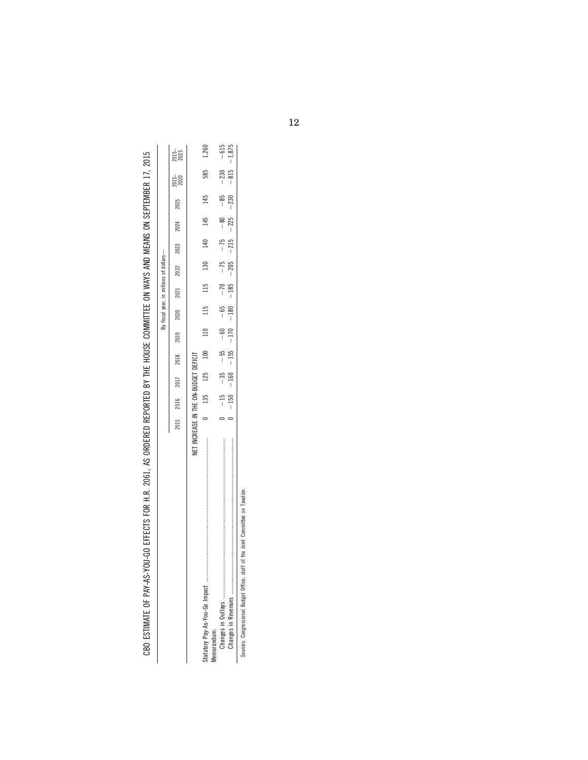CBO ESTIMATE OF PAY-AS-YOU-GO EFFECTS FOR H.R. 2061, AS ORDERED REPORTED BY THE HOUSE COMMITTEE ON WAYS AND MEANS ON SEPTEMBER 17, 2015

| | By fiscal year, in millions of dollars— | | | | | | | | | | | | |
|---|---|---|---|---|---|---|---|---|---|---|---|---|---|
| | 2015 | 2016 | 2017 | 2018 | 2019 | 2020 | 2021 | 2022 | 2023 | 2024 | 2025 | 2015–2020 | 2015–2025 |
| | NET INCREASE IN THE ON-BUDGET DEFICIT | | | | | | | | | | | | |
| Statutory Pay-As-You-Go Impact | 0 | 135 | 125 | 100 | 110 | 115 | 115 | 130 | 140 | 145 | 145 | 585 | 1,260 |
| Memorandum: | | | | | | | | | | | | | |
| Changes in Outlays | 0 | −15 | −35 | −55 | −60 | −65 | −70 | −75 | −75 | −80 | −85 | −230 | −615 |
| Changes in Revenues | 0 | −150 | −160 | −155 | −170 | −180 | −185 | −205 | −215 | −225 | −230 | −815 | −1,875 |

Sources: Congressional Budget Office; staff of the Joint Committee on Taxation.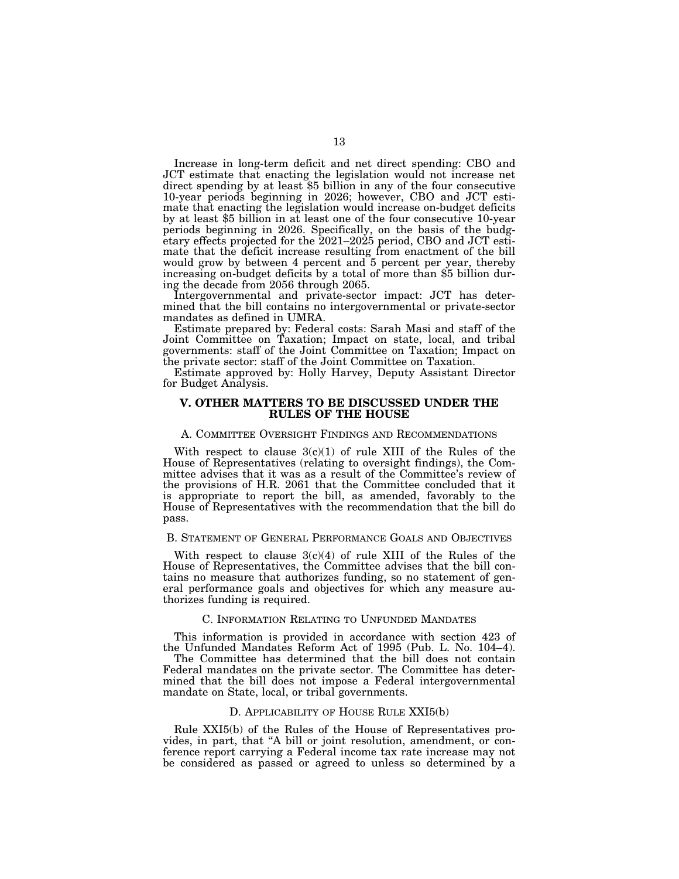Increase in long-term deficit and net direct spending: CBO and JCT estimate that enacting the legislation would not increase net direct spending by at least $5 billion in any of the four consecutive 10-year periods beginning in 2026; however, CBO and JCT estimate that enacting the legislation would increase on-budget deficits by at least $5 billion in at least one of the four consecutive 10-year periods beginning in 2026. Specifically, on the basis of the budgetary effects projected for the 2021–2025 period, CBO and JCT estimate that the deficit increase resulting from enactment of the bill would grow by between 4 percent and 5 percent per year, thereby increasing on-budget deficits by a total of more than $5 billion during the decade from 2056 through 2065.

Intergovernmental and private-sector impact: JCT has determined that the bill contains no intergovernmental or private-sector mandates as defined in UMRA.

Estimate prepared by: Federal costs: Sarah Masi and staff of the Joint Committee on Taxation; Impact on state, local, and tribal governments: staff of the Joint Committee on Taxation; Impact on the private sector: staff of the Joint Committee on Taxation.

Estimate approved by: Holly Harvey, Deputy Assistant Director for Budget Analysis.

## V. OTHER MATTERS TO BE DISCUSSED UNDER THE RULES OF THE HOUSE

### A. Committee Oversight Findings and Recommendations

With respect to clause 3(c)(1) of rule XIII of the Rules of the House of Representatives (relating to oversight findings), the Committee advises that it was as a result of the Committee's review of the provisions of H.R. 2061 that the Committee concluded that it is appropriate to report the bill, as amended, favorably to the House of Representatives with the recommendation that the bill do pass.

### B. Statement of General Performance Goals and Objectives

With respect to clause 3(c)(4) of rule XIII of the Rules of the House of Representatives, the Committee advises that the bill contains no measure that authorizes funding, so no statement of general performance goals and objectives for which any measure authorizes funding is required.

### C. Information Relating to Unfunded Mandates

This information is provided in accordance with section 423 of the Unfunded Mandates Reform Act of 1995 (Pub. L. No. 104–4).

The Committee has determined that the bill does not contain Federal mandates on the private sector. The Committee has determined that the bill does not impose a Federal intergovernmental mandate on State, local, or tribal governments.

### D. Applicability of House Rule XXI5(b)

Rule XXI5(b) of the Rules of the House of Representatives provides, in part, that "A bill or joint resolution, amendment, or conference report carrying a Federal income tax rate increase may not be considered as passed or agreed to unless so determined by a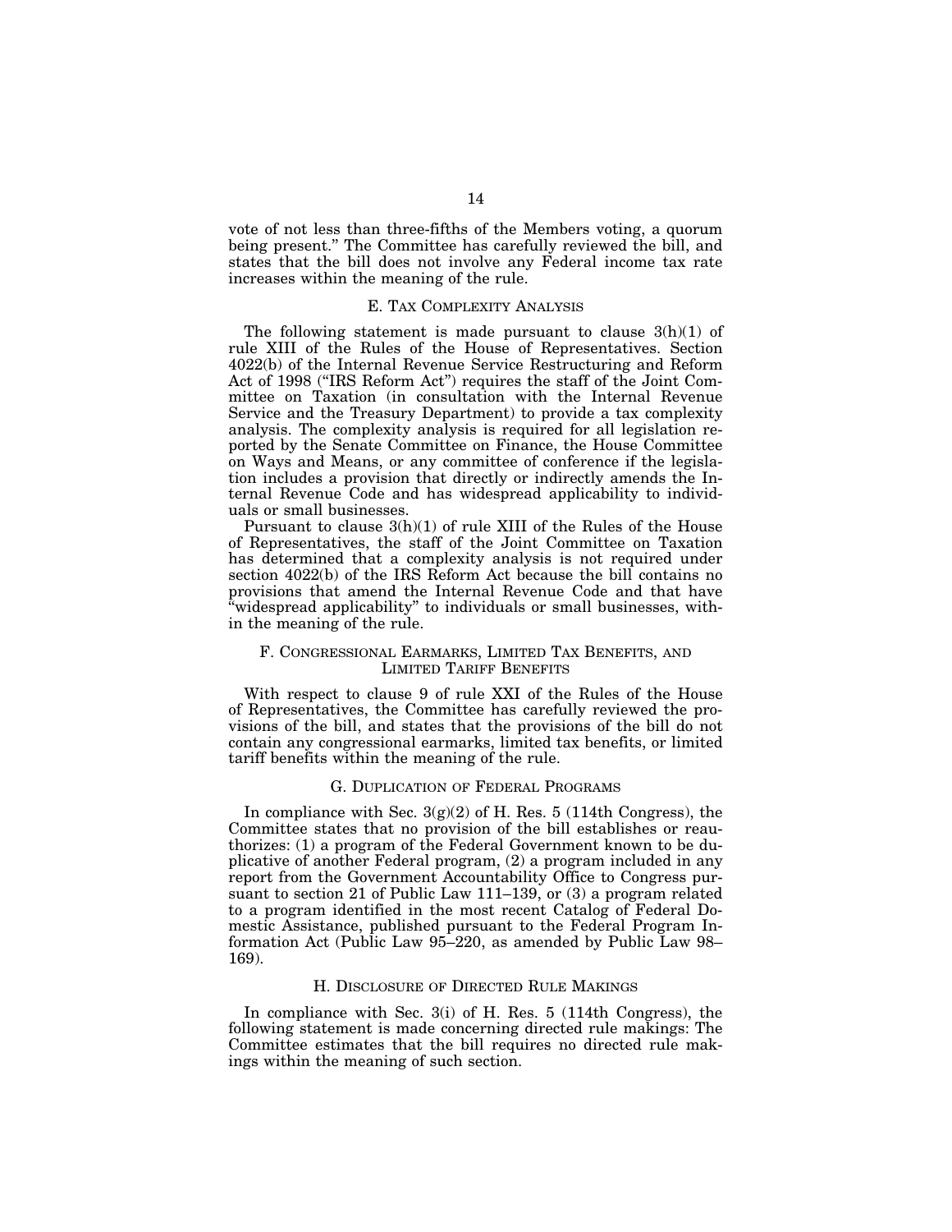vote of not less than three-fifths of the Members voting, a quorum being present." The Committee has carefully reviewed the bill, and states that the bill does not involve any Federal income tax rate increases within the meaning of the rule.

### E. Tax Complexity Analysis

The following statement is made pursuant to clause 3(h)(1) of rule XIII of the Rules of the House of Representatives. Section 4022(b) of the Internal Revenue Service Restructuring and Reform Act of 1998 ("IRS Reform Act") requires the staff of the Joint Committee on Taxation (in consultation with the Internal Revenue Service and the Treasury Department) to provide a tax complexity analysis. The complexity analysis is required for all legislation reported by the Senate Committee on Finance, the House Committee on Ways and Means, or any committee of conference if the legislation includes a provision that directly or indirectly amends the Internal Revenue Code and has widespread applicability to individuals or small businesses.

Pursuant to clause 3(h)(1) of rule XIII of the Rules of the House of Representatives, the staff of the Joint Committee on Taxation has determined that a complexity analysis is not required under section 4022(b) of the IRS Reform Act because the bill contains no provisions that amend the Internal Revenue Code and that have "widespread applicability" to individuals or small businesses, within the meaning of the rule.

### F. Congressional Earmarks, Limited Tax Benefits, and Limited Tariff Benefits

With respect to clause 9 of rule XXI of the Rules of the House of Representatives, the Committee has carefully reviewed the provisions of the bill, and states that the provisions of the bill do not contain any congressional earmarks, limited tax benefits, or limited tariff benefits within the meaning of the rule.

### G. Duplication of Federal Programs

In compliance with Sec. 3(g)(2) of H. Res. 5 (114th Congress), the Committee states that no provision of the bill establishes or reauthorizes: (1) a program of the Federal Government known to be duplicative of another Federal program, (2) a program included in any report from the Government Accountability Office to Congress pursuant to section 21 of Public Law 111–139, or (3) a program related to a program identified in the most recent Catalog of Federal Domestic Assistance, published pursuant to the Federal Program Information Act (Public Law 95–220, as amended by Public Law 98–169).

### H. Disclosure of Directed Rule Makings

In compliance with Sec. 3(i) of H. Res. 5 (114th Congress), the following statement is made concerning directed rule makings: The Committee estimates that the bill requires no directed rule makings within the meaning of such section.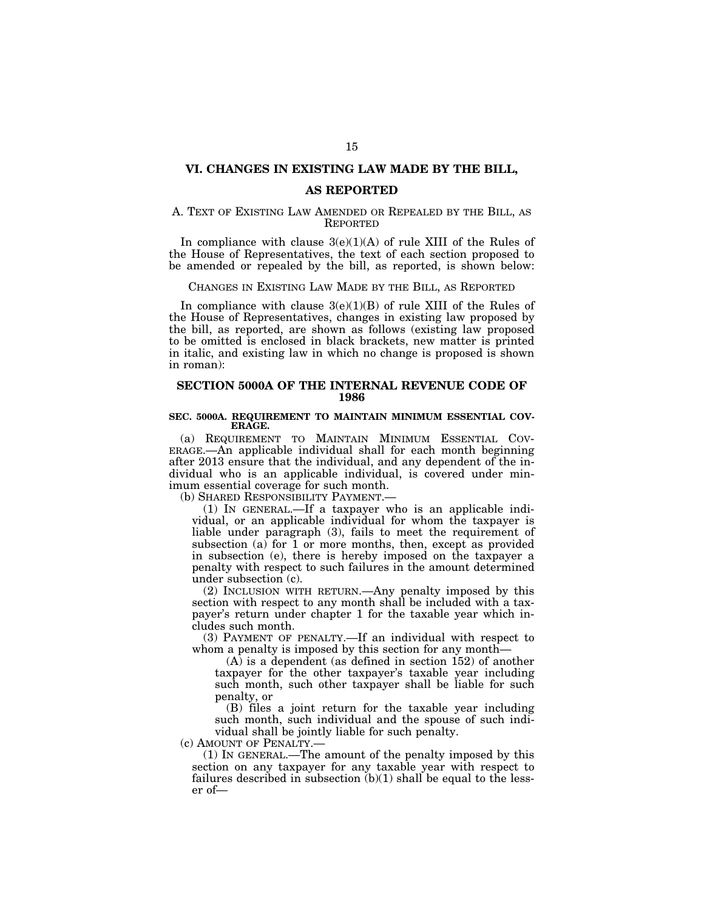# VI. CHANGES IN EXISTING LAW MADE BY THE BILL, AS REPORTED

## A. TEXT OF EXISTING LAW AMENDED OR REPEALED BY THE BILL, AS REPORTED

In compliance with clause 3(e)(1)(A) of rule XIII of the Rules of the House of Representatives, the text of each section proposed to be amended or repealed by the bill, as reported, is shown below:

CHANGES IN EXISTING LAW MADE BY THE BILL, AS REPORTED

In compliance with clause 3(e)(1)(B) of rule XIII of the Rules of the House of Representatives, changes in existing law proposed by the bill, as reported, are shown as follows (existing law proposed to be omitted is enclosed in black brackets, new matter is printed in italic, and existing law in which no change is proposed is shown in roman):

## SECTION 5000A OF THE INTERNAL REVENUE CODE OF 1986

**SEC. 5000A. REQUIREMENT TO MAINTAIN MINIMUM ESSENTIAL COVERAGE.**

(a) REQUIREMENT TO MAINTAIN MINIMUM ESSENTIAL COVERAGE.—An applicable individual shall for each month beginning after 2013 ensure that the individual, and any dependent of the individual who is an applicable individual, is covered under minimum essential coverage for such month.

(b) SHARED RESPONSIBILITY PAYMENT.—

(1) IN GENERAL.—If a taxpayer who is an applicable individual, or an applicable individual for whom the taxpayer is liable under paragraph (3), fails to meet the requirement of subsection (a) for 1 or more months, then, except as provided in subsection (e), there is hereby imposed on the taxpayer a penalty with respect to such failures in the amount determined under subsection (c).

(2) INCLUSION WITH RETURN.—Any penalty imposed by this section with respect to any month shall be included with a taxpayer's return under chapter 1 for the taxable year which includes such month.

(3) PAYMENT OF PENALTY.—If an individual with respect to whom a penalty is imposed by this section for any month—

(A) is a dependent (as defined in section 152) of another taxpayer for the other taxpayer's taxable year including such month, such other taxpayer shall be liable for such penalty, or

(B) files a joint return for the taxable year including such month, such individual and the spouse of such individual shall be jointly liable for such penalty.

(c) AMOUNT OF PENALTY.—

(1) IN GENERAL.—The amount of the penalty imposed by this section on any taxpayer for any taxable year with respect to failures described in subsection (b)(1) shall be equal to the lesser of—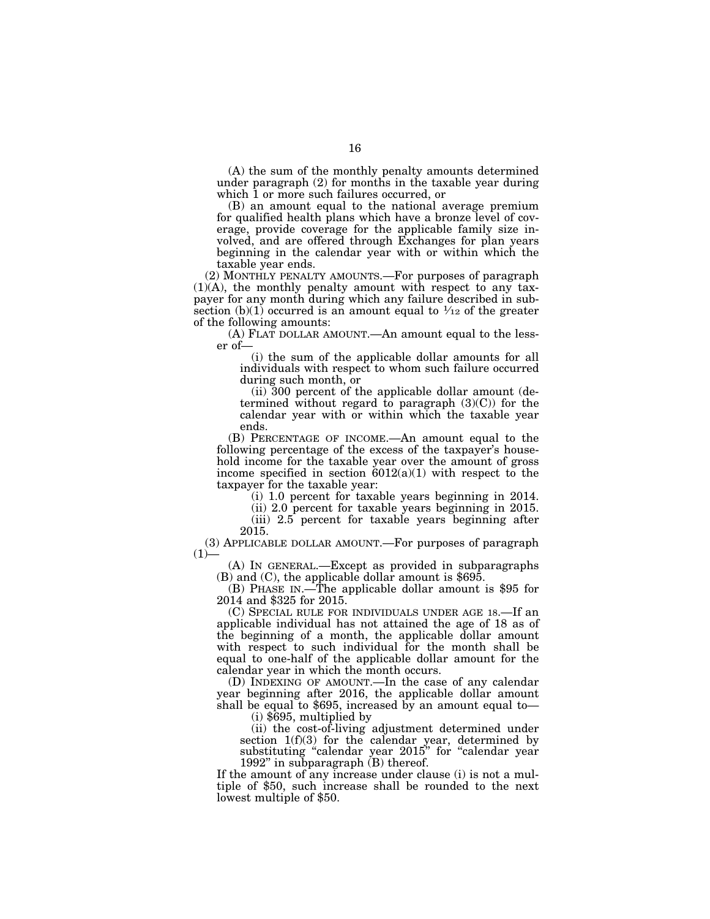(A) the sum of the monthly penalty amounts determined under paragraph (2) for months in the taxable year during which 1 or more such failures occurred, or

(B) an amount equal to the national average premium for qualified health plans which have a bronze level of coverage, provide coverage for the applicable family size involved, and are offered through Exchanges for plan years beginning in the calendar year with or within which the taxable year ends.

(2) MONTHLY PENALTY AMOUNTS.—For purposes of paragraph (1)(A), the monthly penalty amount with respect to any taxpayer for any month during which any failure described in subsection (b)(1) occurred is an amount equal to $\frac{1}{12}$ of the greater of the following amounts:

(A) FLAT DOLLAR AMOUNT.—An amount equal to the lesser of—

(i) the sum of the applicable dollar amounts for all individuals with respect to whom such failure occurred during such month, or

(ii) 300 percent of the applicable dollar amount (determined without regard to paragraph (3)(C)) for the calendar year with or within which the taxable year ends.

(B) PERCENTAGE OF INCOME.—An amount equal to the following percentage of the excess of the taxpayer's household income for the taxable year over the amount of gross income specified in section 6012(a)(1) with respect to the taxpayer for the taxable year:

(i) 1.0 percent for taxable years beginning in 2014.

(ii) 2.0 percent for taxable years beginning in 2015.

(iii) 2.5 percent for taxable years beginning after 2015.

(3) APPLICABLE DOLLAR AMOUNT.—For purposes of paragraph (1)—

(A) IN GENERAL.—Except as provided in subparagraphs (B) and (C), the applicable dollar amount is $695.

(B) PHASE IN.—The applicable dollar amount is $95 for 2014 and $325 for 2015.

(C) SPECIAL RULE FOR INDIVIDUALS UNDER AGE 18.—If an applicable individual has not attained the age of 18 as of the beginning of a month, the applicable dollar amount with respect to such individual for the month shall be equal to one-half of the applicable dollar amount for the calendar year in which the month occurs.

(D) INDEXING OF AMOUNT.—In the case of any calendar year beginning after 2016, the applicable dollar amount shall be equal to $695, increased by an amount equal to—

(i) $695, multiplied by

(ii) the cost-of-living adjustment determined under section 1(f)(3) for the calendar year, determined by substituting "calendar year 2015" for "calendar year 1992" in subparagraph (B) thereof.

If the amount of any increase under clause (i) is not a multiple of $50, such increase shall be rounded to the next lowest multiple of $50.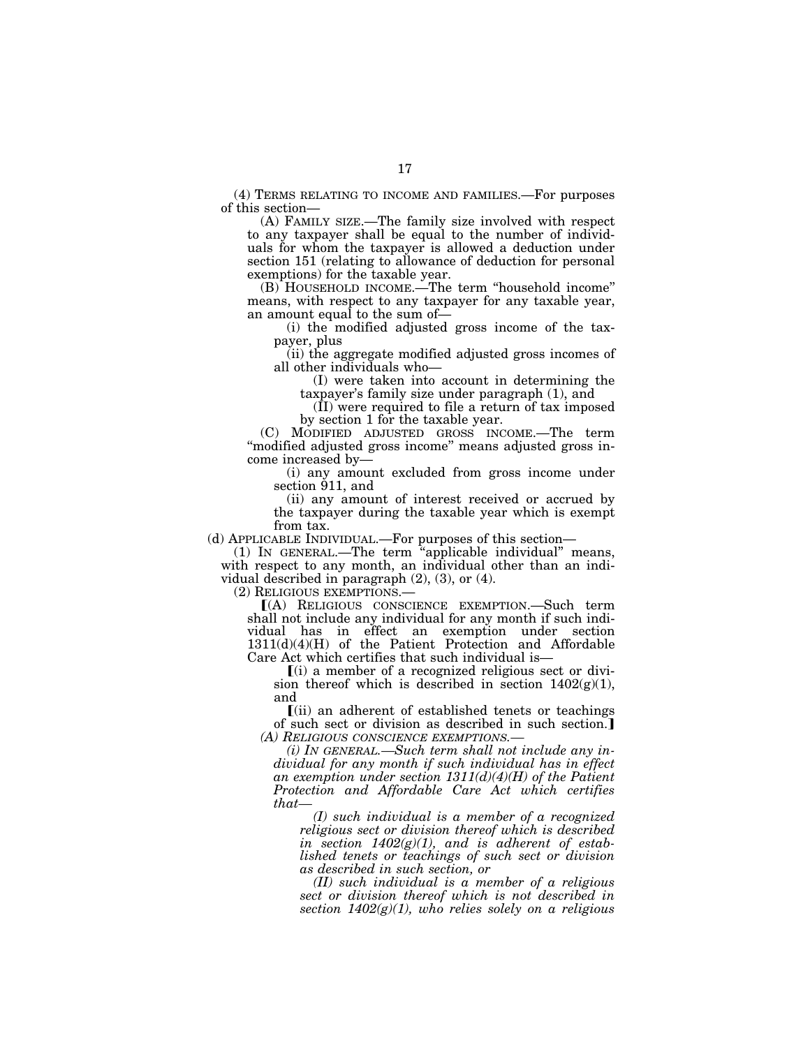(4) TERMS RELATING TO INCOME AND FAMILIES.—For purposes of this section—

(A) FAMILY SIZE.—The family size involved with respect to any taxpayer shall be equal to the number of individuals for whom the taxpayer is allowed a deduction under section 151 (relating to allowance of deduction for personal exemptions) for the taxable year.

(B) HOUSEHOLD INCOME.—The term "household income" means, with respect to any taxpayer for any taxable year, an amount equal to the sum of—

(i) the modified adjusted gross income of the taxpayer, plus

(ii) the aggregate modified adjusted gross incomes of all other individuals who—

(I) were taken into account in determining the taxpayer's family size under paragraph (1), and

(II) were required to file a return of tax imposed by section 1 for the taxable year.

(C) MODIFIED ADJUSTED GROSS INCOME.—The term "modified adjusted gross income" means adjusted gross income increased by—

(i) any amount excluded from gross income under section 911, and

(ii) any amount of interest received or accrued by the taxpayer during the taxable year which is exempt from tax.

(d) APPLICABLE INDIVIDUAL.—For purposes of this section—

(1) IN GENERAL.—The term "applicable individual" means, with respect to any month, an individual other than an individual described in paragraph (2), (3), or (4).

(2) RELIGIOUS EXEMPTIONS.—

【(A) RELIGIOUS CONSCIENCE EXEMPTION.—Such term shall not include any individual for any month if such individual has in effect an exemption under section 1311(d)(4)(H) of the Patient Protection and Affordable Care Act which certifies that such individual is—

【(i) a member of a recognized religious sect or division thereof which is described in section 1402(g)(1), and

【(ii) an adherent of established tenets or teachings of such sect or division as described in such section.】

*(A) RELIGIOUS CONSCIENCE EXEMPTIONS.—*

*(i) IN GENERAL.—Such term shall not include any individual for any month if such individual has in effect an exemption under section 1311(d)(4)(H) of the Patient Protection and Affordable Care Act which certifies that—*

*(I) such individual is a member of a recognized religious sect or division thereof which is described in section 1402(g)(1), and is adherent of established tenets or teachings of such sect or division as described in such section, or*

*(II) such individual is a member of a religious sect or division thereof which is not described in section 1402(g)(1), who relies solely on a religious*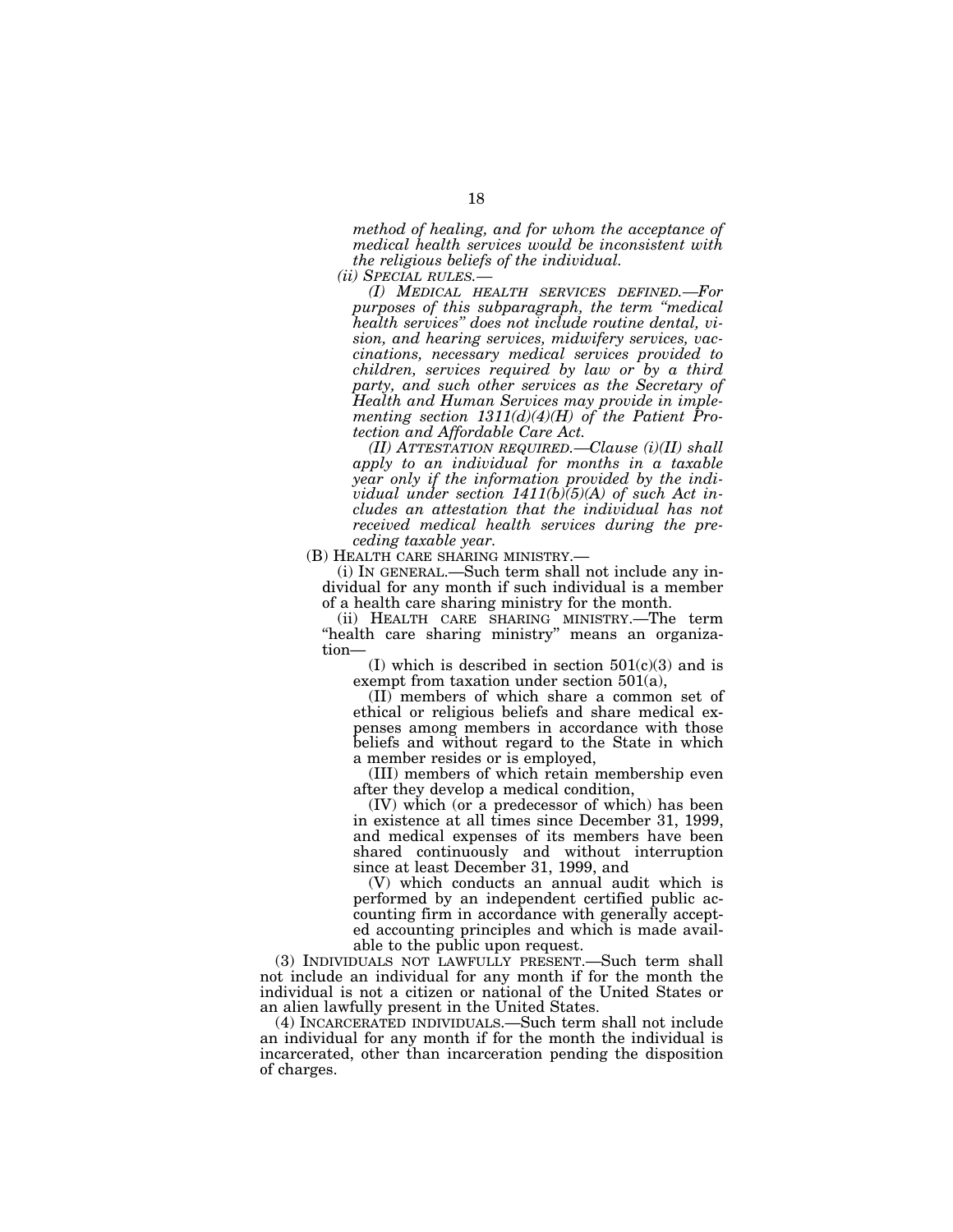*method of healing, and for whom the acceptance of medical health services would be inconsistent with the religious beliefs of the individual.*

*(ii) SPECIAL RULES.—*

*(I) MEDICAL HEALTH SERVICES DEFINED.—For purposes of this subparagraph, the term "medical health services" does not include routine dental, vision, and hearing services, midwifery services, vaccinations, necessary medical services provided to children, services required by law or by a third party, and such other services as the Secretary of Health and Human Services may provide in implementing section 1311(d)(4)(H) of the Patient Protection and Affordable Care Act.*

*(II) ATTESTATION REQUIRED.—Clause (i)(II) shall apply to an individual for months in a taxable year only if the information provided by the individual under section 1411(b)(5)(A) of such Act includes an attestation that the individual has not received medical health services during the preceding taxable year.*

(B) HEALTH CARE SHARING MINISTRY.—

(i) IN GENERAL.—Such term shall not include any individual for any month if such individual is a member of a health care sharing ministry for the month.

(ii) HEALTH CARE SHARING MINISTRY.—The term "health care sharing ministry" means an organization—

(I) which is described in section 501(c)(3) and is exempt from taxation under section 501(a),

(II) members of which share a common set of ethical or religious beliefs and share medical expenses among members in accordance with those beliefs and without regard to the State in which a member resides or is employed,

(III) members of which retain membership even after they develop a medical condition,

(IV) which (or a predecessor of which) has been in existence at all times since December 31, 1999, and medical expenses of its members have been shared continuously and without interruption since at least December 31, 1999, and

(V) which conducts an annual audit which is performed by an independent certified public accounting firm in accordance with generally accepted accounting principles and which is made available to the public upon request.

(3) INDIVIDUALS NOT LAWFULLY PRESENT.—Such term shall not include an individual for any month if for the month the individual is not a citizen or national of the United States or an alien lawfully present in the United States.

(4) INCARCERATED INDIVIDUALS.—Such term shall not include an individual for any month if for the month the individual is incarcerated, other than incarceration pending the disposition of charges.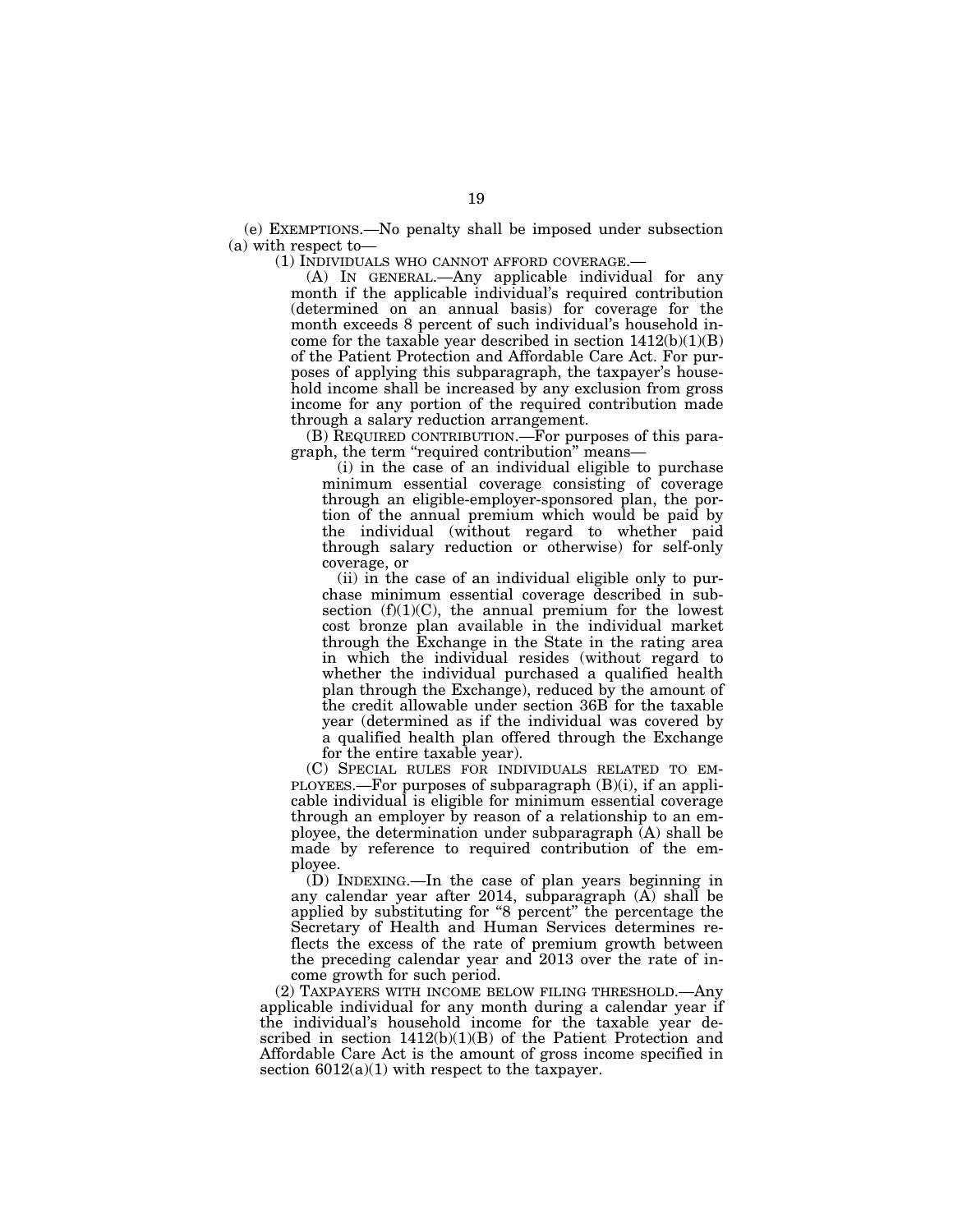(e) EXEMPTIONS.—No penalty shall be imposed under subsection (a) with respect to—

(1) INDIVIDUALS WHO CANNOT AFFORD COVERAGE.—

(A) IN GENERAL.—Any applicable individual for any month if the applicable individual's required contribution (determined on an annual basis) for coverage for the month exceeds 8 percent of such individual's household income for the taxable year described in section 1412(b)(1)(B) of the Patient Protection and Affordable Care Act. For purposes of applying this subparagraph, the taxpayer's household income shall be increased by any exclusion from gross income for any portion of the required contribution made through a salary reduction arrangement.

(B) REQUIRED CONTRIBUTION.—For purposes of this paragraph, the term "required contribution" means—

(i) in the case of an individual eligible to purchase minimum essential coverage consisting of coverage through an eligible-employer-sponsored plan, the portion of the annual premium which would be paid by the individual (without regard to whether paid through salary reduction or otherwise) for self-only coverage, or

(ii) in the case of an individual eligible only to purchase minimum essential coverage described in subsection (f)(1)(C), the annual premium for the lowest cost bronze plan available in the individual market through the Exchange in the State in the rating area in which the individual resides (without regard to whether the individual purchased a qualified health plan through the Exchange), reduced by the amount of the credit allowable under section 36B for the taxable year (determined as if the individual was covered by a qualified health plan offered through the Exchange for the entire taxable year).

(C) SPECIAL RULES FOR INDIVIDUALS RELATED TO EMPLOYEES.—For purposes of subparagraph (B)(i), if an applicable individual is eligible for minimum essential coverage through an employer by reason of a relationship to an employee, the determination under subparagraph (A) shall be made by reference to required contribution of the employee.

(D) INDEXING.—In the case of plan years beginning in any calendar year after 2014, subparagraph (A) shall be applied by substituting for "8 percent" the percentage the Secretary of Health and Human Services determines reflects the excess of the rate of premium growth between the preceding calendar year and 2013 over the rate of income growth for such period.

(2) TAXPAYERS WITH INCOME BELOW FILING THRESHOLD.—Any applicable individual for any month during a calendar year if the individual's household income for the taxable year described in section 1412(b)(1)(B) of the Patient Protection and Affordable Care Act is the amount of gross income specified in section 6012(a)(1) with respect to the taxpayer.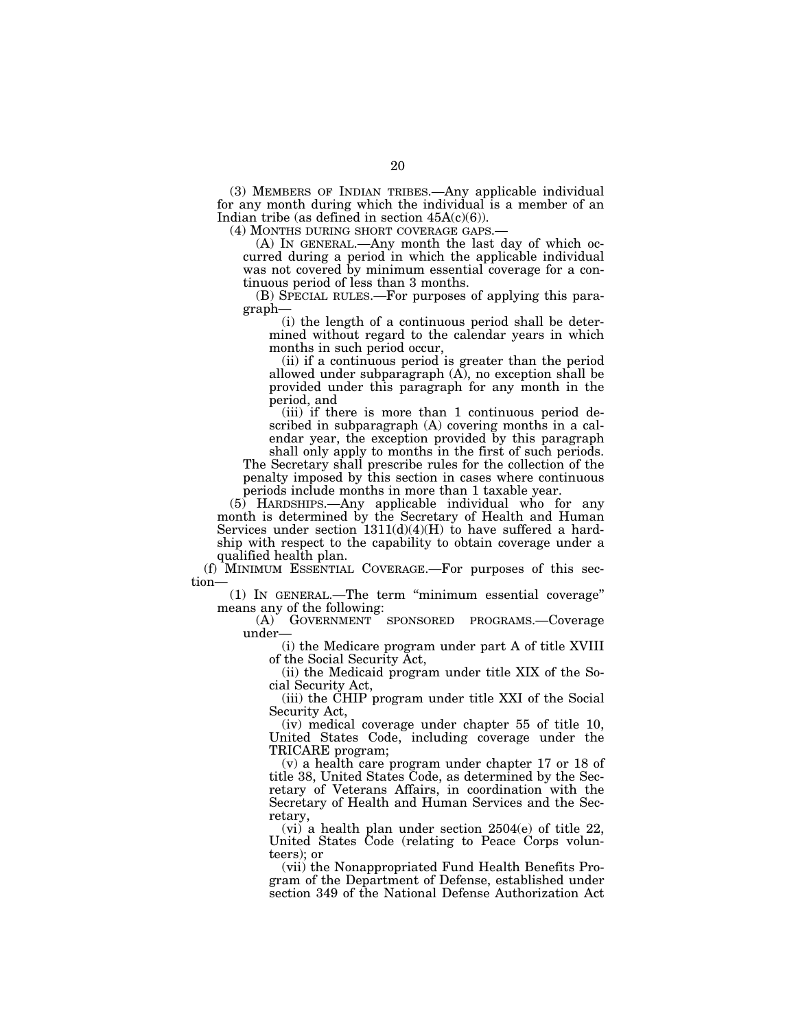(3) MEMBERS OF INDIAN TRIBES.—Any applicable individual for any month during which the individual is a member of an Indian tribe (as defined in section 45A(c)(6)).

(4) MONTHS DURING SHORT COVERAGE GAPS.—

(A) IN GENERAL.—Any month the last day of which occurred during a period in which the applicable individual was not covered by minimum essential coverage for a continuous period of less than 3 months.

(B) SPECIAL RULES.—For purposes of applying this paragraph—

(i) the length of a continuous period shall be determined without regard to the calendar years in which months in such period occur,

(ii) if a continuous period is greater than the period allowed under subparagraph (A), no exception shall be provided under this paragraph for any month in the period, and

(iii) if there is more than 1 continuous period described in subparagraph (A) covering months in a calendar year, the exception provided by this paragraph shall only apply to months in the first of such periods.

The Secretary shall prescribe rules for the collection of the penalty imposed by this section in cases where continuous periods include months in more than 1 taxable year.

(5) HARDSHIPS.—Any applicable individual who for any month is determined by the Secretary of Health and Human Services under section 1311(d)(4)(H) to have suffered a hardship with respect to the capability to obtain coverage under a qualified health plan.

(f) MINIMUM ESSENTIAL COVERAGE.—For purposes of this section—

(1) IN GENERAL.—The term "minimum essential coverage" means any of the following:

(A) GOVERNMENT SPONSORED PROGRAMS.—Coverage under—

(i) the Medicare program under part A of title XVIII of the Social Security Act,

(ii) the Medicaid program under title XIX of the Social Security Act,

(iii) the CHIP program under title XXI of the Social Security Act,

(iv) medical coverage under chapter 55 of title 10, United States Code, including coverage under the TRICARE program;

(v) a health care program under chapter 17 or 18 of title 38, United States Code, as determined by the Secretary of Veterans Affairs, in coordination with the Secretary of Health and Human Services and the Secretary,

(vi) a health plan under section 2504(e) of title 22, United States Code (relating to Peace Corps volunteers); or

(vii) the Nonappropriated Fund Health Benefits Program of the Department of Defense, established under section 349 of the National Defense Authorization Act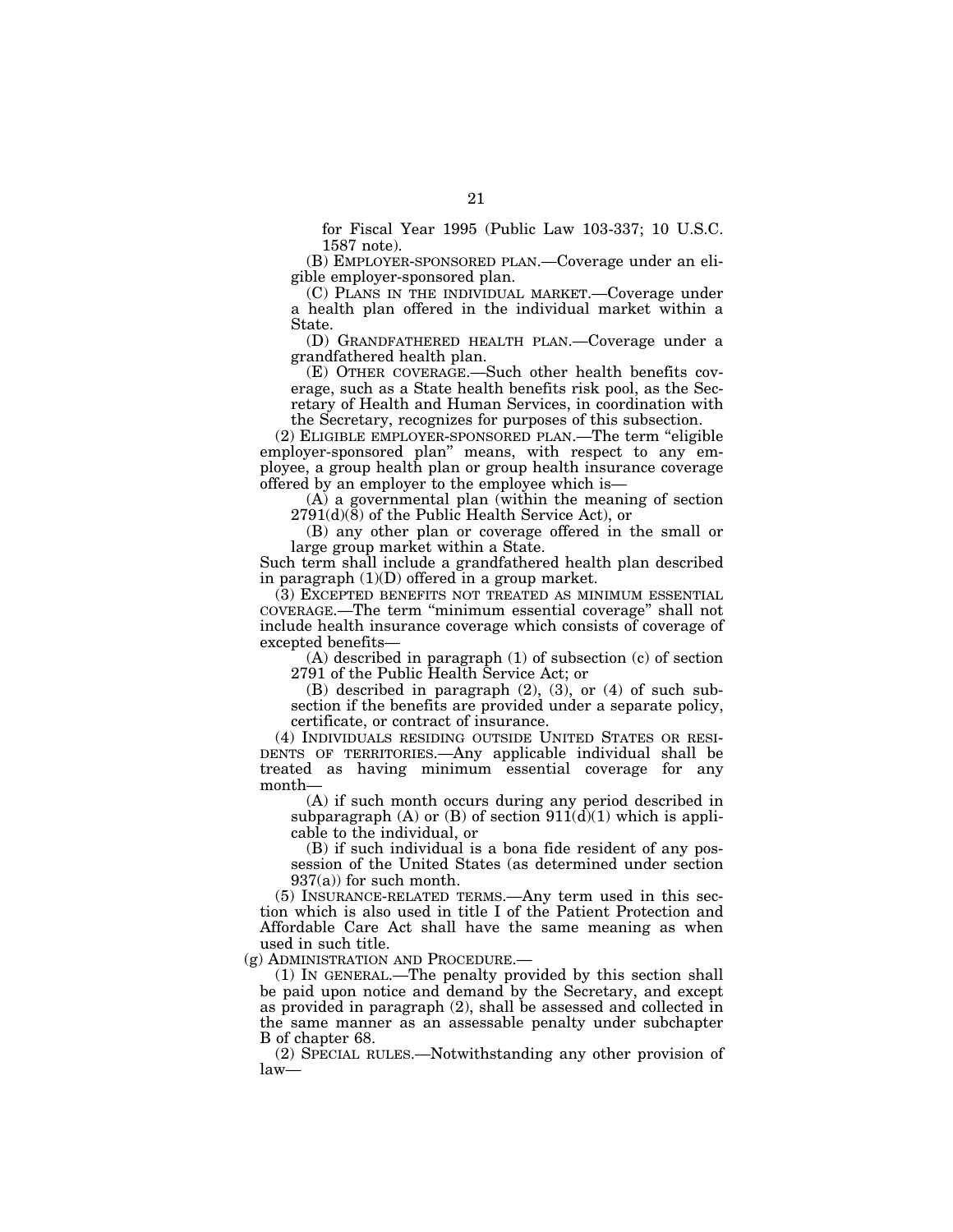for Fiscal Year 1995 (Public Law 103-337; 10 U.S.C. 1587 note).

(B) EMPLOYER-SPONSORED PLAN.—Coverage under an eligible employer-sponsored plan.

(C) PLANS IN THE INDIVIDUAL MARKET.—Coverage under a health plan offered in the individual market within a State.

(D) GRANDFATHERED HEALTH PLAN.—Coverage under a grandfathered health plan.

(E) OTHER COVERAGE.—Such other health benefits coverage, such as a State health benefits risk pool, as the Secretary of Health and Human Services, in coordination with the Secretary, recognizes for purposes of this subsection.

(2) ELIGIBLE EMPLOYER-SPONSORED PLAN.—The term "eligible employer-sponsored plan" means, with respect to any employee, a group health plan or group health insurance coverage offered by an employer to the employee which is—

(A) a governmental plan (within the meaning of section 2791(d)(8) of the Public Health Service Act), or

(B) any other plan or coverage offered in the small or large group market within a State.

Such term shall include a grandfathered health plan described in paragraph (1)(D) offered in a group market.

(3) EXCEPTED BENEFITS NOT TREATED AS MINIMUM ESSENTIAL COVERAGE.—The term "minimum essential coverage" shall not include health insurance coverage which consists of coverage of excepted benefits—

(A) described in paragraph (1) of subsection (c) of section 2791 of the Public Health Service Act; or

(B) described in paragraph (2), (3), or (4) of such subsection if the benefits are provided under a separate policy, certificate, or contract of insurance.

(4) INDIVIDUALS RESIDING OUTSIDE UNITED STATES OR RESIDENTS OF TERRITORIES.—Any applicable individual shall be treated as having minimum essential coverage for any month—

(A) if such month occurs during any period described in subparagraph (A) or (B) of section 911(d)(1) which is applicable to the individual, or

(B) if such individual is a bona fide resident of any possession of the United States (as determined under section 937(a)) for such month.

(5) INSURANCE-RELATED TERMS.—Any term used in this section which is also used in title I of the Patient Protection and Affordable Care Act shall have the same meaning as when used in such title.

(g) ADMINISTRATION AND PROCEDURE.—

(1) IN GENERAL.—The penalty provided by this section shall be paid upon notice and demand by the Secretary, and except as provided in paragraph (2), shall be assessed and collected in the same manner as an assessable penalty under subchapter B of chapter 68.

(2) SPECIAL RULES.—Notwithstanding any other provision of law—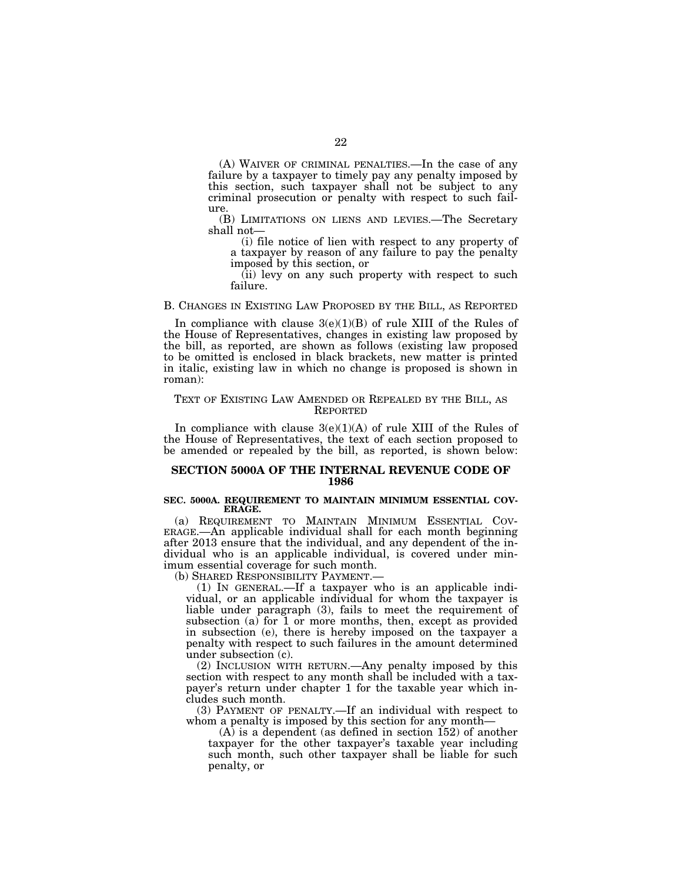(A) WAIVER OF CRIMINAL PENALTIES.—In the case of any failure by a taxpayer to timely pay any penalty imposed by this section, such taxpayer shall not be subject to any criminal prosecution or penalty with respect to such failure.

(B) LIMITATIONS ON LIENS AND LEVIES.—The Secretary shall not—

(i) file notice of lien with respect to any property of a taxpayer by reason of any failure to pay the penalty imposed by this section, or

(ii) levy on any such property with respect to such failure.

## B. CHANGES IN EXISTING LAW PROPOSED BY THE BILL, AS REPORTED

In compliance with clause 3(e)(1)(B) of rule XIII of the Rules of the House of Representatives, changes in existing law proposed by the bill, as reported, are shown as follows (existing law proposed to be omitted is enclosed in black brackets, new matter is printed in italic, existing law in which no change is proposed is shown in roman):

### TEXT OF EXISTING LAW AMENDED OR REPEALED BY THE BILL, AS REPORTED

In compliance with clause 3(e)(1)(A) of rule XIII of the Rules of the House of Representatives, the text of each section proposed to be amended or repealed by the bill, as reported, is shown below:

## SECTION 5000A OF THE INTERNAL REVENUE CODE OF 1986

### SEC. 5000A. REQUIREMENT TO MAINTAIN MINIMUM ESSENTIAL COVERAGE.

(a) REQUIREMENT TO MAINTAIN MINIMUM ESSENTIAL COVERAGE.—An applicable individual shall for each month beginning after 2013 ensure that the individual, and any dependent of the individual who is an applicable individual, is covered under minimum essential coverage for such month.

(b) SHARED RESPONSIBILITY PAYMENT.—

(1) IN GENERAL.—If a taxpayer who is an applicable individual, or an applicable individual for whom the taxpayer is liable under paragraph (3), fails to meet the requirement of subsection (a) for 1 or more months, then, except as provided in subsection (e), there is hereby imposed on the taxpayer a penalty with respect to such failures in the amount determined under subsection (c).

(2) INCLUSION WITH RETURN.—Any penalty imposed by this section with respect to any month shall be included with a taxpayer's return under chapter 1 for the taxable year which includes such month.

(3) PAYMENT OF PENALTY.—If an individual with respect to whom a penalty is imposed by this section for any month—

(A) is a dependent (as defined in section 152) of another taxpayer for the other taxpayer's taxable year including such month, such other taxpayer shall be liable for such penalty, or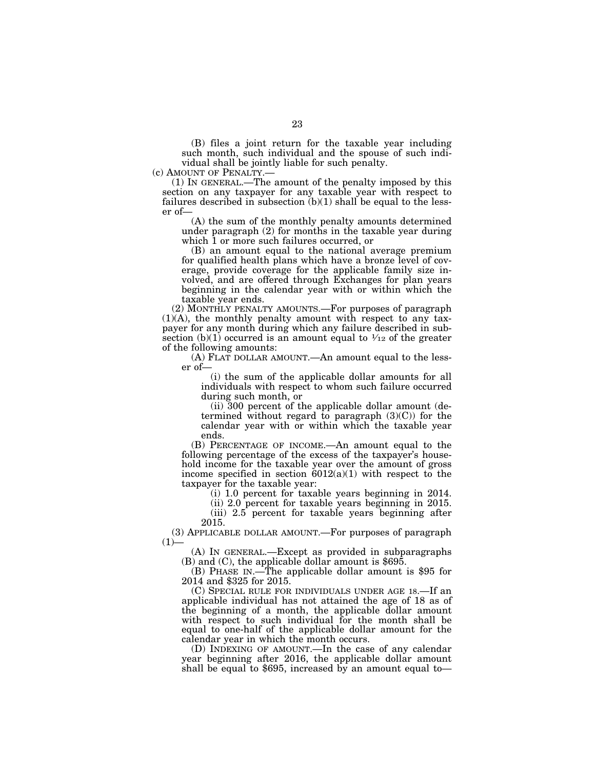(B) files a joint return for the taxable year including such month, such individual and the spouse of such individual shall be jointly liable for such penalty.

(c) AMOUNT OF PENALTY.—

(1) IN GENERAL.—The amount of the penalty imposed by this section on any taxpayer for any taxable year with respect to failures described in subsection (b)(1) shall be equal to the lesser of—

(A) the sum of the monthly penalty amounts determined under paragraph (2) for months in the taxable year during which 1 or more such failures occurred, or

(B) an amount equal to the national average premium for qualified health plans which have a bronze level of coverage, provide coverage for the applicable family size involved, and are offered through Exchanges for plan years beginning in the calendar year with or within which the taxable year ends.

(2) MONTHLY PENALTY AMOUNTS.—For purposes of paragraph (1)(A), the monthly penalty amount with respect to any taxpayer for any month during which any failure described in subsection (b)(1) occurred is an amount equal to 1⁄12 of the greater of the following amounts:

(A) FLAT DOLLAR AMOUNT.—An amount equal to the lesser of—

(i) the sum of the applicable dollar amounts for all individuals with respect to whom such failure occurred during such month, or

(ii) 300 percent of the applicable dollar amount (determined without regard to paragraph (3)(C)) for the calendar year with or within which the taxable year ends.

(B) PERCENTAGE OF INCOME.—An amount equal to the following percentage of the excess of the taxpayer's household income for the taxable year over the amount of gross income specified in section 6012(a)(1) with respect to the taxpayer for the taxable year:

(i) 1.0 percent for taxable years beginning in 2014.

(ii) 2.0 percent for taxable years beginning in 2015.

(iii) 2.5 percent for taxable years beginning after 2015.

(3) APPLICABLE DOLLAR AMOUNT.—For purposes of paragraph (1)—

(A) IN GENERAL.—Except as provided in subparagraphs (B) and (C), the applicable dollar amount is $695.

(B) PHASE IN.—The applicable dollar amount is $95 for 2014 and $325 for 2015.

(C) SPECIAL RULE FOR INDIVIDUALS UNDER AGE 18.—If an applicable individual has not attained the age of 18 as of the beginning of a month, the applicable dollar amount with respect to such individual for the month shall be equal to one-half of the applicable dollar amount for the calendar year in which the month occurs.

(D) INDEXING OF AMOUNT.—In the case of any calendar year beginning after 2016, the applicable dollar amount shall be equal to $695, increased by an amount equal to—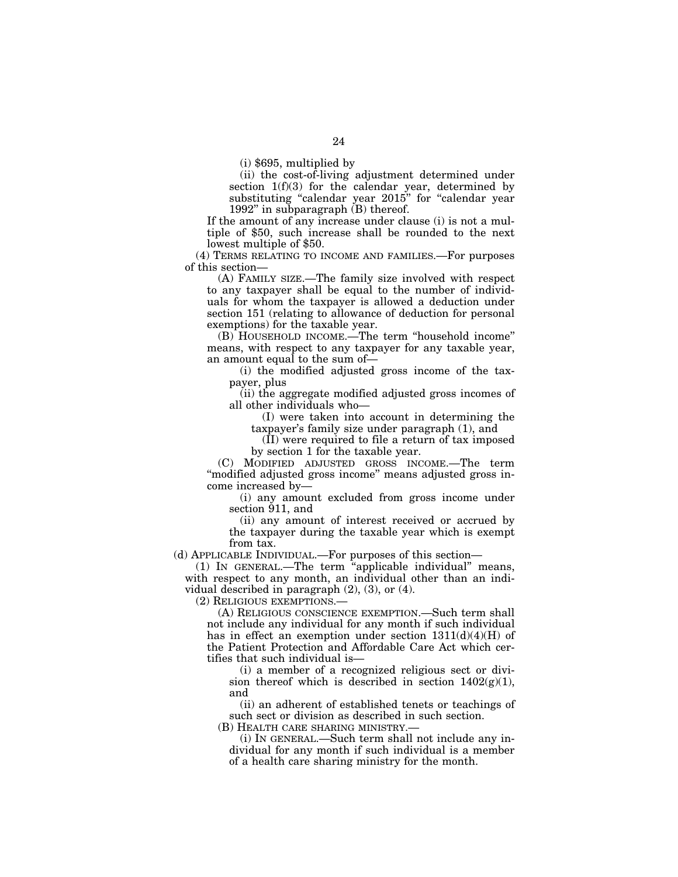(i) $695, multiplied by

(ii) the cost-of-living adjustment determined under section 1(f)(3) for the calendar year, determined by substituting "calendar year 2015" for "calendar year 1992" in subparagraph (B) thereof.

If the amount of any increase under clause (i) is not a multiple of $50, such increase shall be rounded to the next lowest multiple of $50.

(4) TERMS RELATING TO INCOME AND FAMILIES.—For purposes of this section—

(A) FAMILY SIZE.—The family size involved with respect to any taxpayer shall be equal to the number of individuals for whom the taxpayer is allowed a deduction under section 151 (relating to allowance of deduction for personal exemptions) for the taxable year.

(B) HOUSEHOLD INCOME.—The term "household income" means, with respect to any taxpayer for any taxable year, an amount equal to the sum of—

(i) the modified adjusted gross income of the taxpayer, plus

(ii) the aggregate modified adjusted gross incomes of all other individuals who—

(I) were taken into account in determining the taxpayer's family size under paragraph (1), and

(II) were required to file a return of tax imposed by section 1 for the taxable year.

(C) MODIFIED ADJUSTED GROSS INCOME.—The term "modified adjusted gross income" means adjusted gross income increased by—

(i) any amount excluded from gross income under section 911, and

(ii) any amount of interest received or accrued by the taxpayer during the taxable year which is exempt from tax.

(d) APPLICABLE INDIVIDUAL.—For purposes of this section—

(1) IN GENERAL.—The term "applicable individual" means, with respect to any month, an individual other than an individual described in paragraph (2), (3), or (4).

(2) RELIGIOUS EXEMPTIONS.—

(A) RELIGIOUS CONSCIENCE EXEMPTION.—Such term shall not include any individual for any month if such individual has in effect an exemption under section 1311(d)(4)(H) of the Patient Protection and Affordable Care Act which certifies that such individual is—

(i) a member of a recognized religious sect or division thereof which is described in section 1402(g)(1), and

(ii) an adherent of established tenets or teachings of such sect or division as described in such section.

(B) HEALTH CARE SHARING MINISTRY.—

(i) IN GENERAL.—Such term shall not include any individual for any month if such individual is a member of a health care sharing ministry for the month.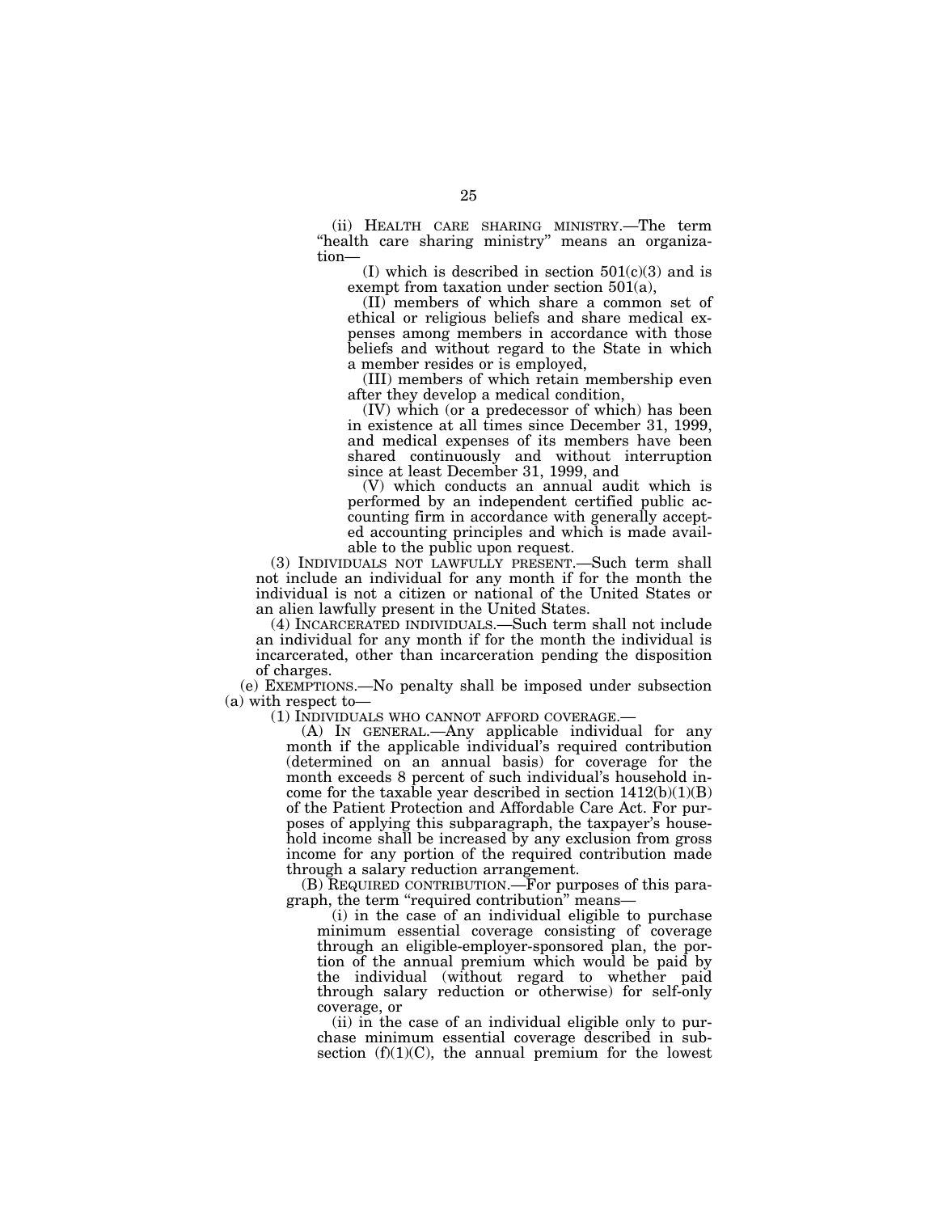(ii) HEALTH CARE SHARING MINISTRY.—The term "health care sharing ministry" means an organization—

(I) which is described in section 501(c)(3) and is exempt from taxation under section 501(a),

(II) members of which share a common set of ethical or religious beliefs and share medical expenses among members in accordance with those beliefs and without regard to the State in which a member resides or is employed,

(III) members of which retain membership even after they develop a medical condition,

(IV) which (or a predecessor of which) has been in existence at all times since December 31, 1999, and medical expenses of its members have been shared continuously and without interruption since at least December 31, 1999, and

(V) which conducts an annual audit which is performed by an independent certified public accounting firm in accordance with generally accepted accounting principles and which is made available to the public upon request.

(3) INDIVIDUALS NOT LAWFULLY PRESENT.—Such term shall not include an individual for any month if for the month the individual is not a citizen or national of the United States or an alien lawfully present in the United States.

(4) INCARCERATED INDIVIDUALS.—Such term shall not include an individual for any month if for the month the individual is incarcerated, other than incarceration pending the disposition of charges.

(e) EXEMPTIONS.—No penalty shall be imposed under subsection (a) with respect to—

(1) INDIVIDUALS WHO CANNOT AFFORD COVERAGE.—

(A) IN GENERAL.—Any applicable individual for any month if the applicable individual's required contribution (determined on an annual basis) for coverage for the month exceeds 8 percent of such individual's household income for the taxable year described in section 1412(b)(1)(B) of the Patient Protection and Affordable Care Act. For purposes of applying this subparagraph, the taxpayer's household income shall be increased by any exclusion from gross income for any portion of the required contribution made through a salary reduction arrangement.

(B) REQUIRED CONTRIBUTION.—For purposes of this paragraph, the term "required contribution" means—

(i) in the case of an individual eligible to purchase minimum essential coverage consisting of coverage through an eligible-employer-sponsored plan, the portion of the annual premium which would be paid by the individual (without regard to whether paid through salary reduction or otherwise) for self-only coverage, or

(ii) in the case of an individual eligible only to purchase minimum essential coverage described in subsection (f)(1)(C), the annual premium for the lowest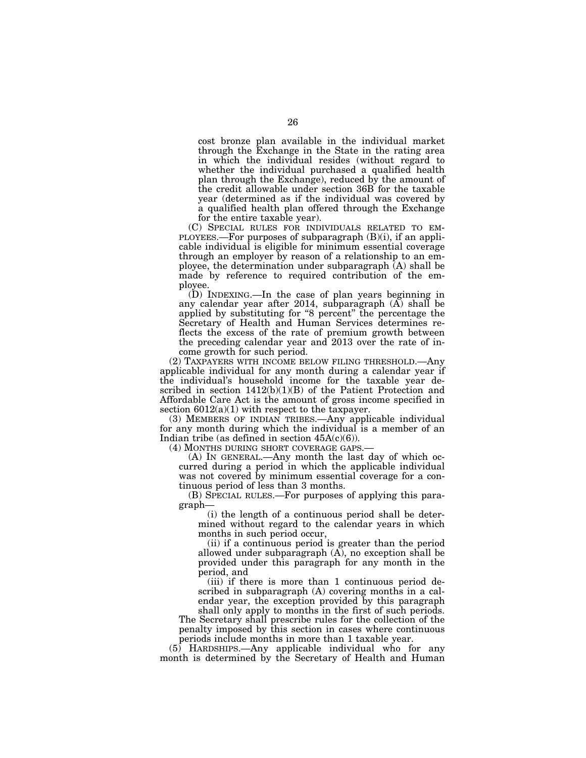cost bronze plan available in the individual market through the Exchange in the State in the rating area in which the individual resides (without regard to whether the individual purchased a qualified health plan through the Exchange), reduced by the amount of the credit allowable under section 36B for the taxable year (determined as if the individual was covered by a qualified health plan offered through the Exchange for the entire taxable year).

(C) SPECIAL RULES FOR INDIVIDUALS RELATED TO EMPLOYEES.—For purposes of subparagraph (B)(i), if an applicable individual is eligible for minimum essential coverage through an employer by reason of a relationship to an employee, the determination under subparagraph (A) shall be made by reference to required contribution of the employee.

(D) INDEXING.—In the case of plan years beginning in any calendar year after 2014, subparagraph (A) shall be applied by substituting for "8 percent" the percentage the Secretary of Health and Human Services determines reflects the excess of the rate of premium growth between the preceding calendar year and 2013 over the rate of income growth for such period.

(2) TAXPAYERS WITH INCOME BELOW FILING THRESHOLD.—Any applicable individual for any month during a calendar year if the individual's household income for the taxable year described in section 1412(b)(1)(B) of the Patient Protection and Affordable Care Act is the amount of gross income specified in section 6012(a)(1) with respect to the taxpayer.

(3) MEMBERS OF INDIAN TRIBES.—Any applicable individual for any month during which the individual is a member of an Indian tribe (as defined in section 45A(c)(6)).

(4) MONTHS DURING SHORT COVERAGE GAPS.—

(A) IN GENERAL.—Any month the last day of which occurred during a period in which the applicable individual was not covered by minimum essential coverage for a continuous period of less than 3 months.

(B) SPECIAL RULES.—For purposes of applying this paragraph—

(i) the length of a continuous period shall be determined without regard to the calendar years in which months in such period occur,

(ii) if a continuous period is greater than the period allowed under subparagraph (A), no exception shall be provided under this paragraph for any month in the period, and

(iii) if there is more than 1 continuous period described in subparagraph (A) covering months in a calendar year, the exception provided by this paragraph shall only apply to months in the first of such periods.

The Secretary shall prescribe rules for the collection of the penalty imposed by this section in cases where continuous periods include months in more than 1 taxable year.

(5) HARDSHIPS.—Any applicable individual who for any month is determined by the Secretary of Health and Human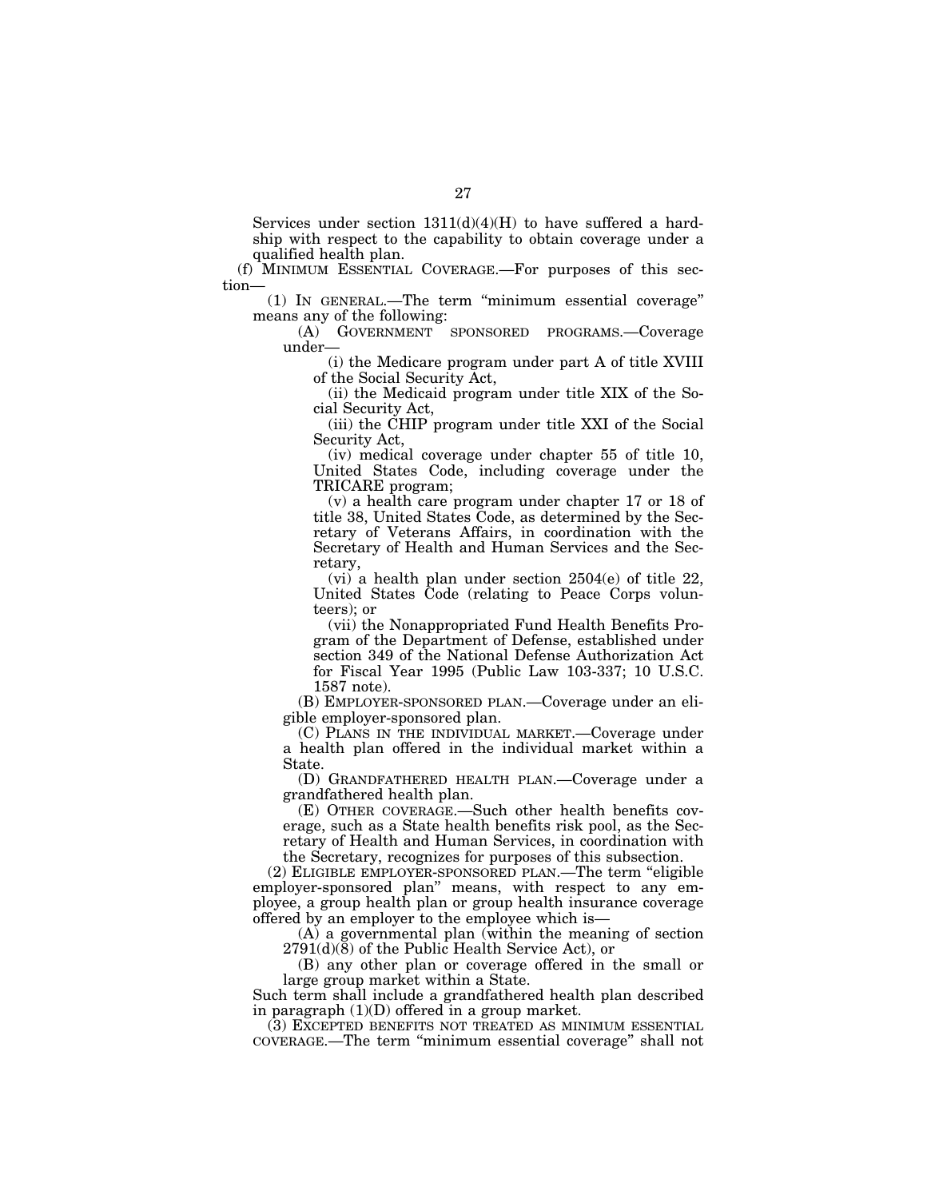Services under section 1311(d)(4)(H) to have suffered a hardship with respect to the capability to obtain coverage under a qualified health plan.

(f) MINIMUM ESSENTIAL COVERAGE.—For purposes of this section—

(1) IN GENERAL.—The term "minimum essential coverage" means any of the following:

(A) GOVERNMENT SPONSORED PROGRAMS.—Coverage under—

(i) the Medicare program under part A of title XVIII of the Social Security Act,

(ii) the Medicaid program under title XIX of the Social Security Act,

(iii) the CHIP program under title XXI of the Social Security Act,

(iv) medical coverage under chapter 55 of title 10, United States Code, including coverage under the TRICARE program;

(v) a health care program under chapter 17 or 18 of title 38, United States Code, as determined by the Secretary of Veterans Affairs, in coordination with the Secretary of Health and Human Services and the Secretary,

(vi) a health plan under section 2504(e) of title 22, United States Code (relating to Peace Corps volunteers); or

(vii) the Nonappropriated Fund Health Benefits Program of the Department of Defense, established under section 349 of the National Defense Authorization Act for Fiscal Year 1995 (Public Law 103-337; 10 U.S.C. 1587 note).

(B) EMPLOYER-SPONSORED PLAN.—Coverage under an eligible employer-sponsored plan.

(C) PLANS IN THE INDIVIDUAL MARKET.—Coverage under a health plan offered in the individual market within a State.

(D) GRANDFATHERED HEALTH PLAN.—Coverage under a grandfathered health plan.

(E) OTHER COVERAGE.—Such other health benefits coverage, such as a State health benefits risk pool, as the Secretary of Health and Human Services, in coordination with the Secretary, recognizes for purposes of this subsection.

(2) ELIGIBLE EMPLOYER-SPONSORED PLAN.—The term "eligible employer-sponsored plan" means, with respect to any employee, a group health plan or group health insurance coverage offered by an employer to the employee which is—

(A) a governmental plan (within the meaning of section 2791(d)(8) of the Public Health Service Act), or

(B) any other plan or coverage offered in the small or large group market within a State.

Such term shall include a grandfathered health plan described in paragraph (1)(D) offered in a group market.

(3) EXCEPTED BENEFITS NOT TREATED AS MINIMUM ESSENTIAL COVERAGE.—The term "minimum essential coverage" shall not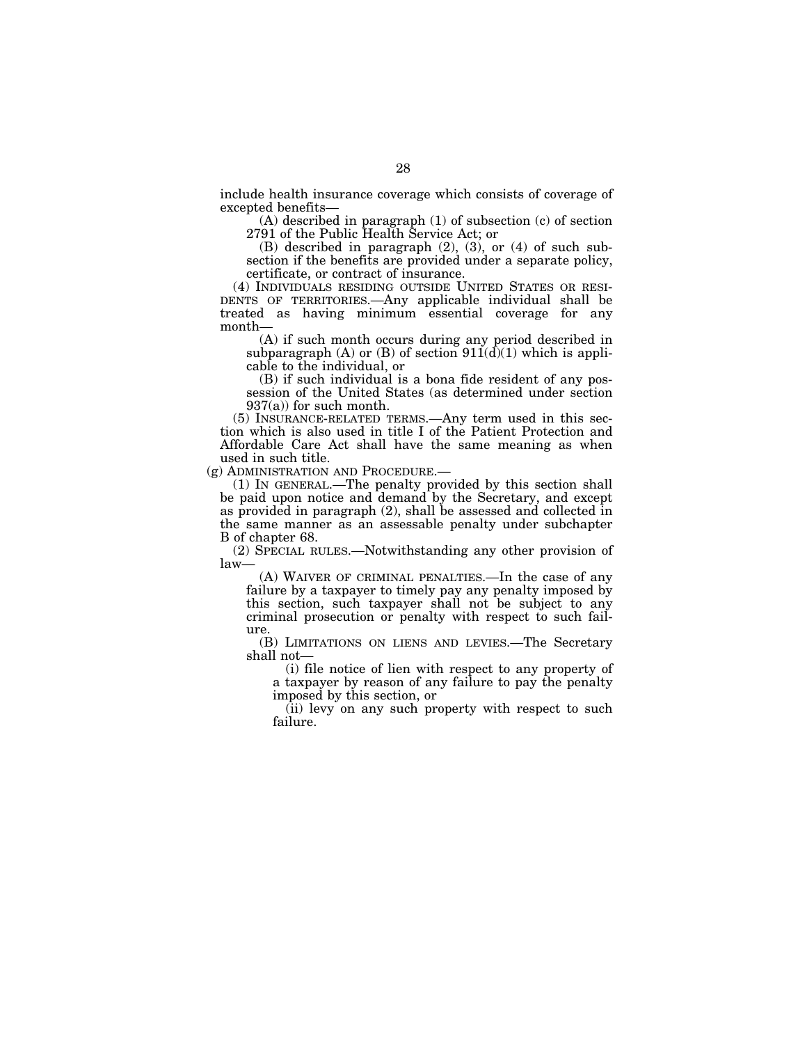include health insurance coverage which consists of coverage of excepted benefits—

(A) described in paragraph (1) of subsection (c) of section 2791 of the Public Health Service Act; or

(B) described in paragraph (2), (3), or (4) of such subsection if the benefits are provided under a separate policy, certificate, or contract of insurance.

(4) INDIVIDUALS RESIDING OUTSIDE UNITED STATES OR RESIDENTS OF TERRITORIES.—Any applicable individual shall be treated as having minimum essential coverage for any month—

(A) if such month occurs during any period described in subparagraph (A) or (B) of section 911(d)(1) which is applicable to the individual, or

(B) if such individual is a bona fide resident of any possession of the United States (as determined under section 937(a)) for such month.

(5) INSURANCE-RELATED TERMS.—Any term used in this section which is also used in title I of the Patient Protection and Affordable Care Act shall have the same meaning as when used in such title.

(g) ADMINISTRATION AND PROCEDURE.—

(1) IN GENERAL.—The penalty provided by this section shall be paid upon notice and demand by the Secretary, and except as provided in paragraph (2), shall be assessed and collected in the same manner as an assessable penalty under subchapter B of chapter 68.

(2) SPECIAL RULES.—Notwithstanding any other provision of law—

(A) WAIVER OF CRIMINAL PENALTIES.—In the case of any failure by a taxpayer to timely pay any penalty imposed by this section, such taxpayer shall not be subject to any criminal prosecution or penalty with respect to such failure.

(B) LIMITATIONS ON LIENS AND LEVIES.—The Secretary shall not—

(i) file notice of lien with respect to any property of a taxpayer by reason of any failure to pay the penalty imposed by this section, or

(ii) levy on any such property with respect to such failure.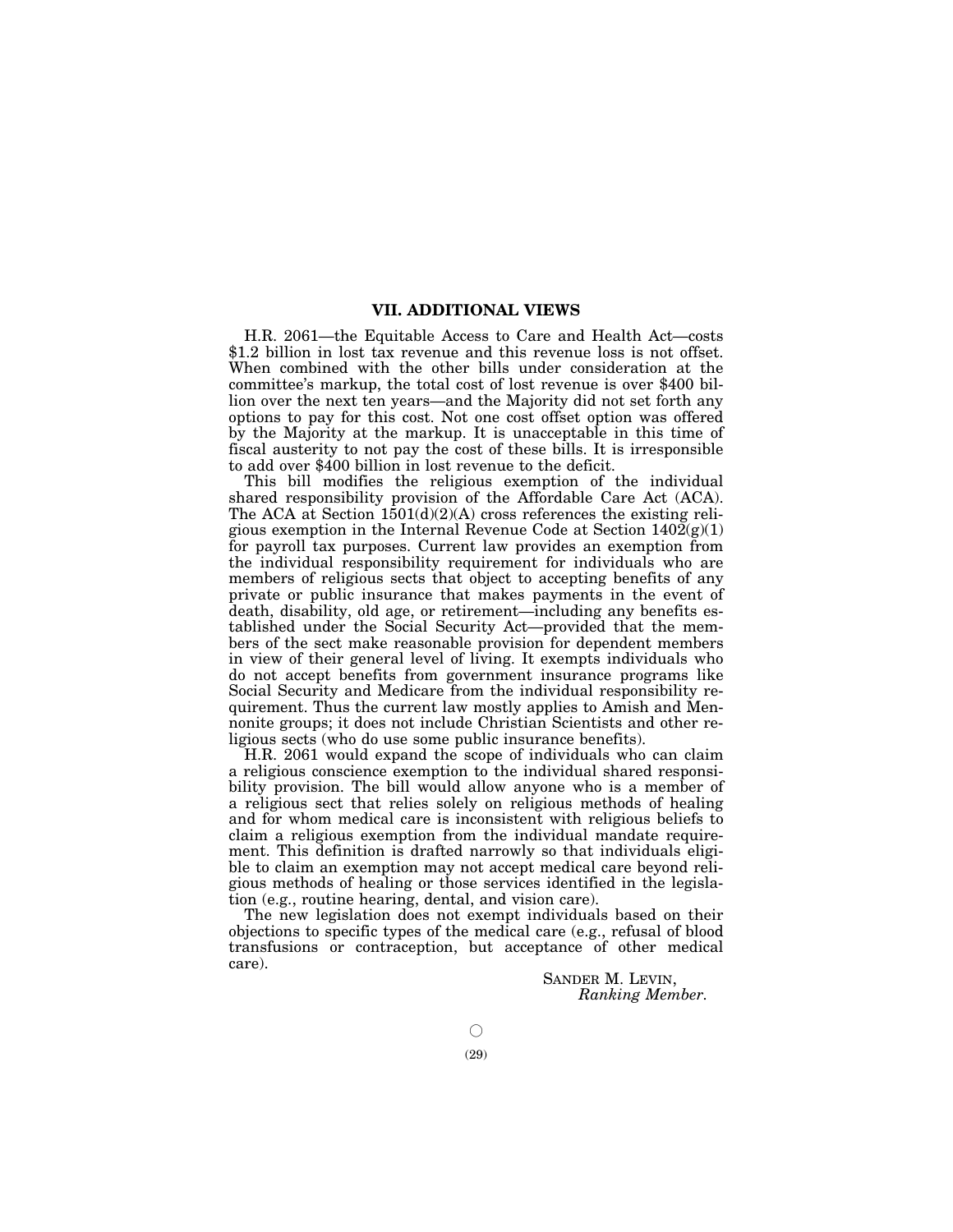## VII. ADDITIONAL VIEWS

H.R. 2061—the Equitable Access to Care and Health Act—costs $1.2 billion in lost tax revenue and this revenue loss is not offset. When combined with the other bills under consideration at the committee's markup, the total cost of lost revenue is over $400 billion over the next ten years—and the Majority did not set forth any options to pay for this cost. Not one cost offset option was offered by the Majority at the markup. It is unacceptable in this time of fiscal austerity to not pay the cost of these bills. It is irresponsible to add over $400 billion in lost revenue to the deficit.

This bill modifies the religious exemption of the individual shared responsibility provision of the Affordable Care Act (ACA). The ACA at Section 1501(d)(2)(A) cross references the existing religious exemption in the Internal Revenue Code at Section 1402(g)(1) for payroll tax purposes. Current law provides an exemption from the individual responsibility requirement for individuals who are members of religious sects that object to accepting benefits of any private or public insurance that makes payments in the event of death, disability, old age, or retirement—including any benefits established under the Social Security Act—provided that the members of the sect make reasonable provision for dependent members in view of their general level of living. It exempts individuals who do not accept benefits from government insurance programs like Social Security and Medicare from the individual responsibility requirement. Thus the current law mostly applies to Amish and Mennonite groups; it does not include Christian Scientists and other religious sects (who do use some public insurance benefits).

H.R. 2061 would expand the scope of individuals who can claim a religious conscience exemption to the individual shared responsibility provision. The bill would allow anyone who is a member of a religious sect that relies solely on religious methods of healing and for whom medical care is inconsistent with religious beliefs to claim a religious exemption from the individual mandate requirement. This definition is drafted narrowly so that individuals eligible to claim an exemption may not accept medical care beyond religious methods of healing or those services identified in the legislation (e.g., routine hearing, dental, and vision care).

The new legislation does not exempt individuals based on their objections to specific types of the medical care (e.g., refusal of blood transfusions or contraception, but acceptance of other medical care).

SANDER M. LEVIN,
*Ranking Member.*